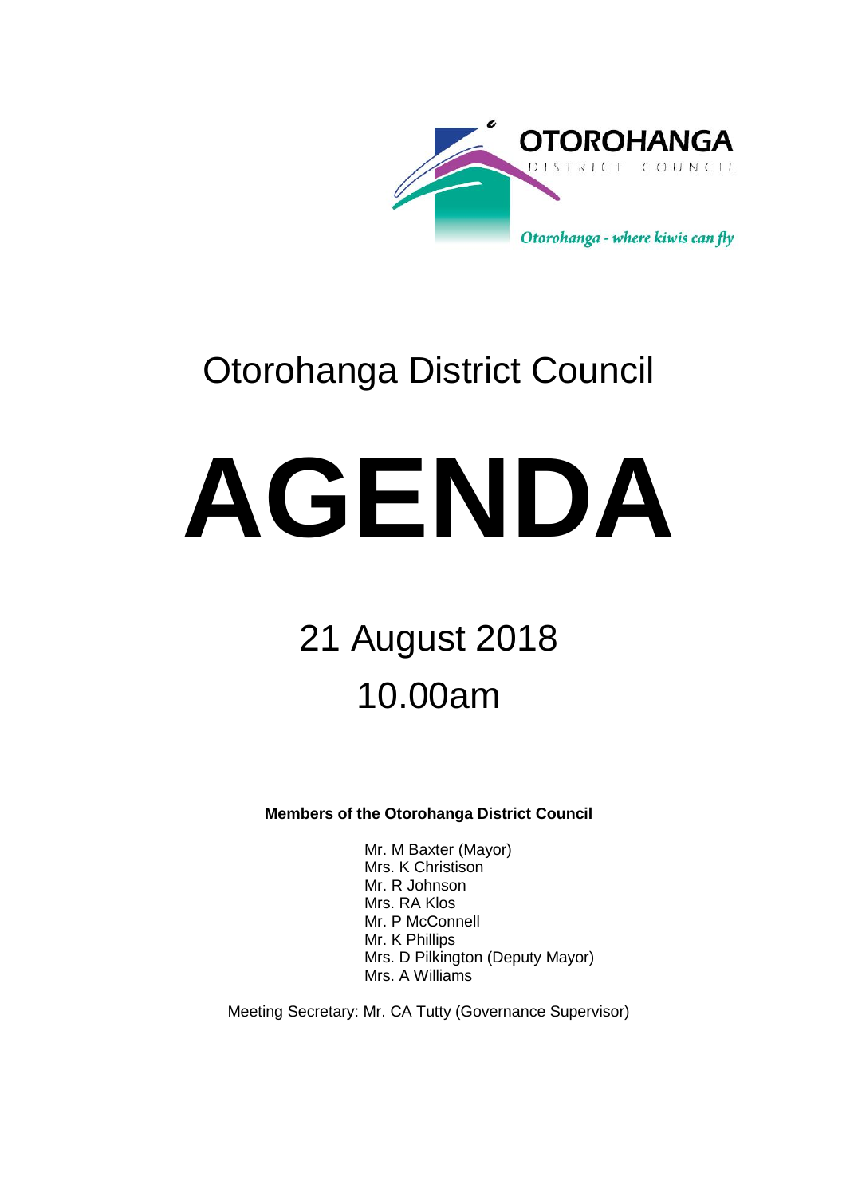OTOROHANGA

DISTRICT COUNCIL

*Otorohanga - where kiwis can fly*

# Otorohanga District Council

# AGENDA

## 21 August 2018

## 10.00am

**Members of the Otorohanga District Council**

Mr. M Baxter (Mayor)
Mrs. K Christison
Mr. R Johnson
Mrs. RA Klos
Mr. P McConnell
Mr. K Phillips
Mrs. D Pilkington (Deputy Mayor)
Mrs. A Williams

Meeting Secretary: Mr. CA Tutty (Governance Supervisor)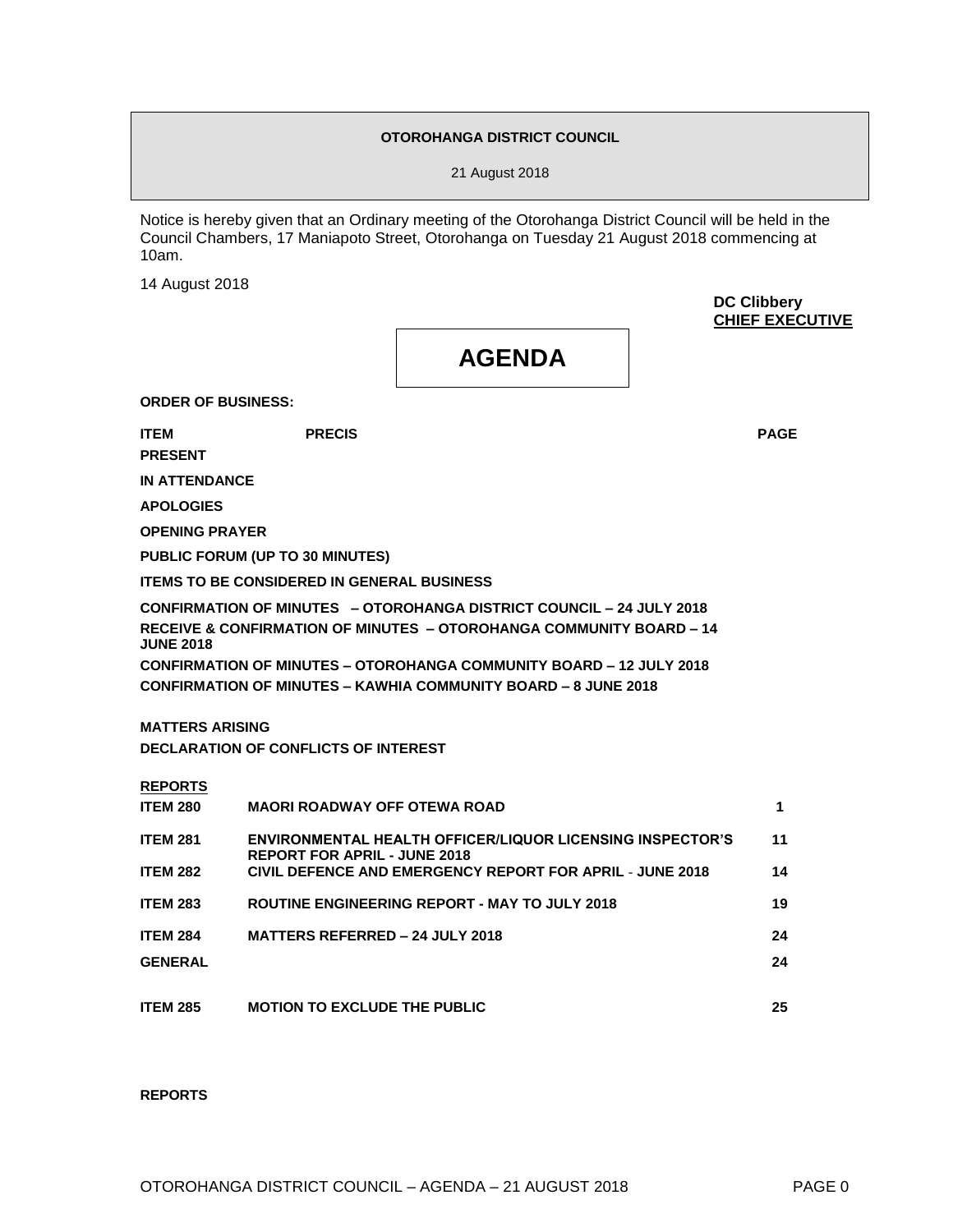**OTOROHANGA DISTRICT COUNCIL**

21 August 2018

Notice is hereby given that an Ordinary meeting of the Otorohanga District Council will be held in the Council Chambers, 17 Maniapoto Street, Otorohanga on Tuesday 21 August 2018 commencing at 10am.

14 August 2018

**DC Clibbery**
**CHIEF EXECUTIVE**

# AGENDA

**ORDER OF BUSINESS:**

| **ITEM** | **PRECIS** | **PAGE** |
|---|---|---|
| **PRESENT** | | |
| **IN ATTENDANCE** | | |
| **APOLOGIES** | | |
| **OPENING PRAYER** | | |
| **PUBLIC FORUM (UP TO 30 MINUTES)** | | |
| **ITEMS TO BE CONSIDERED IN GENERAL BUSINESS** | | |
| **CONFIRMATION OF MINUTES – OTOROHANGA DISTRICT COUNCIL – 24 JULY 2018** | | |
| **RECEIVE & CONFIRMATION OF MINUTES – OTOROHANGA COMMUNITY BOARD – 14 JUNE 2018** | | |
| **CONFIRMATION OF MINUTES – OTOROHANGA COMMUNITY BOARD – 12 JULY 2018** | | |
| **CONFIRMATION OF MINUTES – KAWHIA COMMUNITY BOARD – 8 JUNE 2018** | | |
| **MATTERS ARISING** | | |
| **DECLARATION OF CONFLICTS OF INTEREST** | | |
| **REPORTS** | | |
| **ITEM 280** | **MAORI ROADWAY OFF OTEWA ROAD** | **1** |
| **ITEM 281** | **ENVIRONMENTAL HEALTH OFFICER/LIQUOR LICENSING INSPECTOR'S REPORT FOR APRIL - JUNE 2018** | **11** |
| **ITEM 282** | **CIVIL DEFENCE AND EMERGENCY REPORT FOR APRIL - JUNE 2018** | **14** |
| **ITEM 283** | **ROUTINE ENGINEERING REPORT - MAY TO JULY 2018** | **19** |
| **ITEM 284** | **MATTERS REFERRED – 24 JULY 2018** | **24** |
| **GENERAL** | | **24** |
| **ITEM 285** | **MOTION TO EXCLUDE THE PUBLIC** | **25** |

**REPORTS**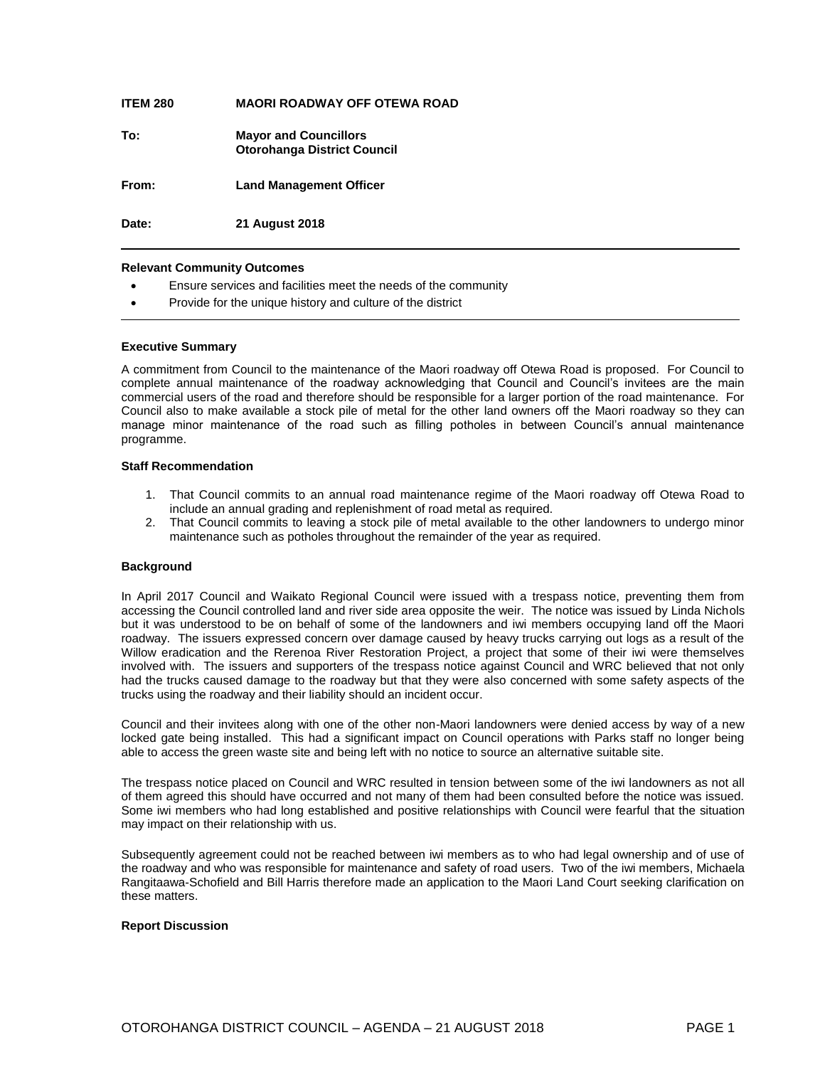**ITEM 280 MAORI ROADWAY OFF OTEWA ROAD**

**To:** **Mayor and Councillors**
**Otorohanga District Council**

**From:** **Land Management Officer**

**Date:** **21 August 2018**

---

**Relevant Community Outcomes**

- Ensure services and facilities meet the needs of the community
- Provide for the unique history and culture of the district

---

**Executive Summary**

A commitment from Council to the maintenance of the Maori roadway off Otewa Road is proposed. For Council to complete annual maintenance of the roadway acknowledging that Council and Council's invitees are the main commercial users of the road and therefore should be responsible for a larger portion of the road maintenance. For Council also to make available a stock pile of metal for the other land owners off the Maori roadway so they can manage minor maintenance of the road such as filling potholes in between Council's annual maintenance programme.

**Staff Recommendation**

1. That Council commits to an annual road maintenance regime of the Maori roadway off Otewa Road to include an annual grading and replenishment of road metal as required.
2. That Council commits to leaving a stock pile of metal available to the other landowners to undergo minor maintenance such as potholes throughout the remainder of the year as required.

**Background**

In April 2017 Council and Waikato Regional Council were issued with a trespass notice, preventing them from accessing the Council controlled land and river side area opposite the weir. The notice was issued by Linda Nichols but it was understood to be on behalf of some of the landowners and iwi members occupying land off the Maori roadway. The issuers expressed concern over damage caused by heavy trucks carrying out logs as a result of the Willow eradication and the Rerenoa River Restoration Project, a project that some of their iwi were themselves involved with. The issuers and supporters of the trespass notice against Council and WRC believed that not only had the trucks caused damage to the roadway but that they were also concerned with some safety aspects of the trucks using the roadway and their liability should an incident occur.

Council and their invitees along with one of the other non-Maori landowners were denied access by way of a new locked gate being installed. This had a significant impact on Council operations with Parks staff no longer being able to access the green waste site and being left with no notice to source an alternative suitable site.

The trespass notice placed on Council and WRC resulted in tension between some of the iwi landowners as not all of them agreed this should have occurred and not many of them had been consulted before the notice was issued. Some iwi members who had long established and positive relationships with Council were fearful that the situation may impact on their relationship with us.

Subsequently agreement could not be reached between iwi members as to who had legal ownership and of use of the roadway and who was responsible for maintenance and safety of road users. Two of the iwi members, Michaela Rangitaawa-Schofield and Bill Harris therefore made an application to the Maori Land Court seeking clarification on these matters.

**Report Discussion**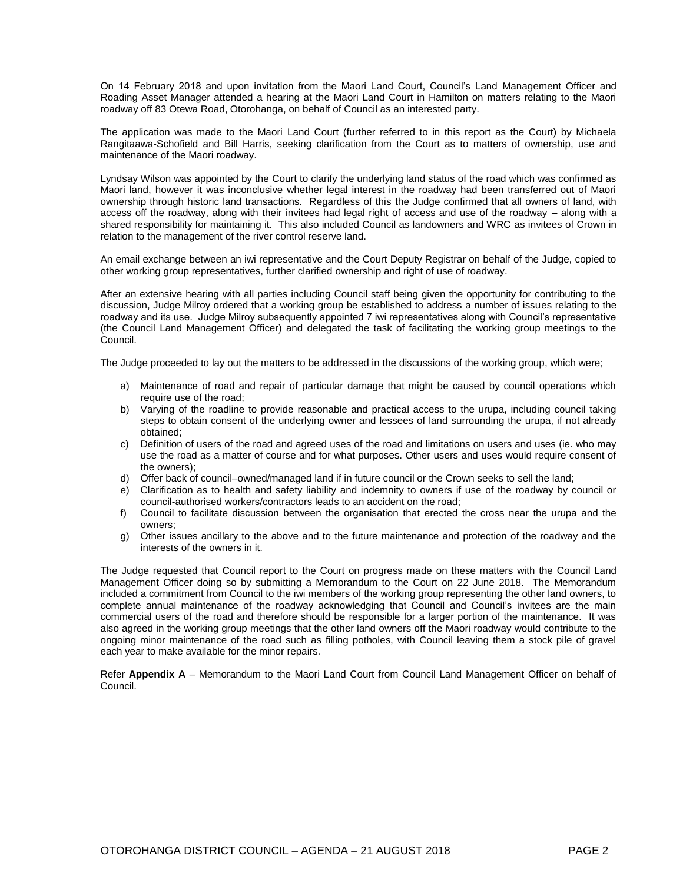On 14 February 2018 and upon invitation from the Maori Land Court, Council's Land Management Officer and Roading Asset Manager attended a hearing at the Maori Land Court in Hamilton on matters relating to the Maori roadway off 83 Otewa Road, Otorohanga, on behalf of Council as an interested party.

The application was made to the Maori Land Court (further referred to in this report as the Court) by Michaela Rangitaawa-Schofield and Bill Harris, seeking clarification from the Court as to matters of ownership, use and maintenance of the Maori roadway.

Lyndsay Wilson was appointed by the Court to clarify the underlying land status of the road which was confirmed as Maori land, however it was inconclusive whether legal interest in the roadway had been transferred out of Maori ownership through historic land transactions. Regardless of this the Judge confirmed that all owners of land, with access off the roadway, along with their invitees had legal right of access and use of the roadway – along with a shared responsibility for maintaining it. This also included Council as landowners and WRC as invitees of Crown in relation to the management of the river control reserve land.

An email exchange between an iwi representative and the Court Deputy Registrar on behalf of the Judge, copied to other working group representatives, further clarified ownership and right of use of roadway.

After an extensive hearing with all parties including Council staff being given the opportunity for contributing to the discussion, Judge Milroy ordered that a working group be established to address a number of issues relating to the roadway and its use. Judge Milroy subsequently appointed 7 iwi representatives along with Council's representative (the Council Land Management Officer) and delegated the task of facilitating the working group meetings to the Council.

The Judge proceeded to lay out the matters to be addressed in the discussions of the working group, which were;

a) Maintenance of road and repair of particular damage that might be caused by council operations which require use of the road;
b) Varying of the roadline to provide reasonable and practical access to the urupa, including council taking steps to obtain consent of the underlying owner and lessees of land surrounding the urupa, if not already obtained;
c) Definition of users of the road and agreed uses of the road and limitations on users and uses (ie. who may use the road as a matter of course and for what purposes. Other users and uses would require consent of the owners);
d) Offer back of council–owned/managed land if in future council or the Crown seeks to sell the land;
e) Clarification as to health and safety liability and indemnity to owners if use of the roadway by council or council-authorised workers/contractors leads to an accident on the road;
f) Council to facilitate discussion between the organisation that erected the cross near the urupa and the owners;
g) Other issues ancillary to the above and to the future maintenance and protection of the roadway and the interests of the owners in it.

The Judge requested that Council report to the Court on progress made on these matters with the Council Land Management Officer doing so by submitting a Memorandum to the Court on 22 June 2018. The Memorandum included a commitment from Council to the iwi members of the working group representing the other land owners, to complete annual maintenance of the roadway acknowledging that Council and Council's invitees are the main commercial users of the road and therefore should be responsible for a larger portion of the maintenance. It was also agreed in the working group meetings that the other land owners off the Maori roadway would contribute to the ongoing minor maintenance of the road such as filling potholes, with Council leaving them a stock pile of gravel each year to make available for the minor repairs.

Refer **Appendix A** – Memorandum to the Maori Land Court from Council Land Management Officer on behalf of Council.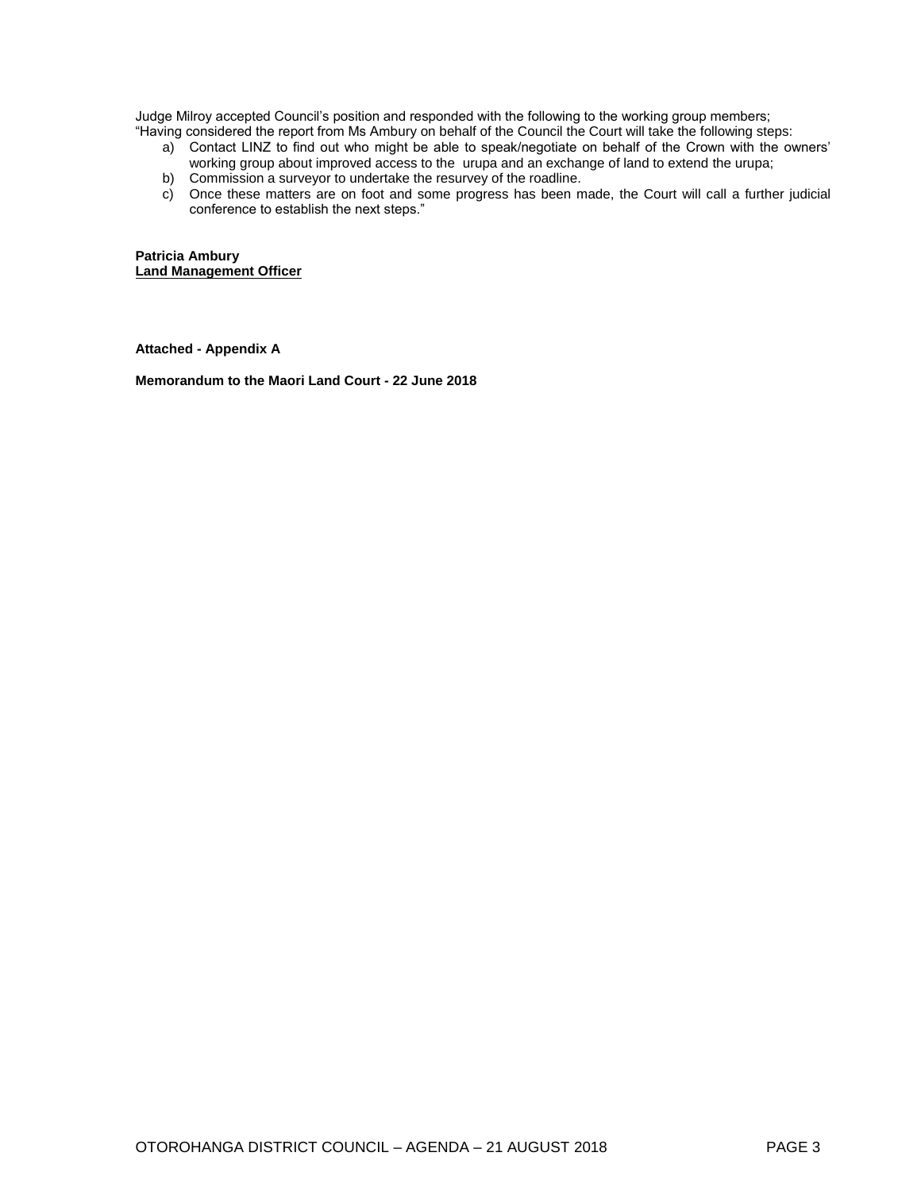Judge Milroy accepted Council's position and responded with the following to the working group members;
"Having considered the report from Ms Ambury on behalf of the Council the Court will take the following steps:

a) Contact LINZ to find out who might be able to speak/negotiate on behalf of the Crown with the owners' working group about improved access to the urupa and an exchange of land to extend the urupa;
b) Commission a surveyor to undertake the resurvey of the roadline.
c) Once these matters are on foot and some progress has been made, the Court will call a further judicial conference to establish the next steps."

**Patricia Ambury**
**<u>Land Management Officer</u>**

**Attached - Appendix A**

**Memorandum to the Maori Land Court - 22 June 2018**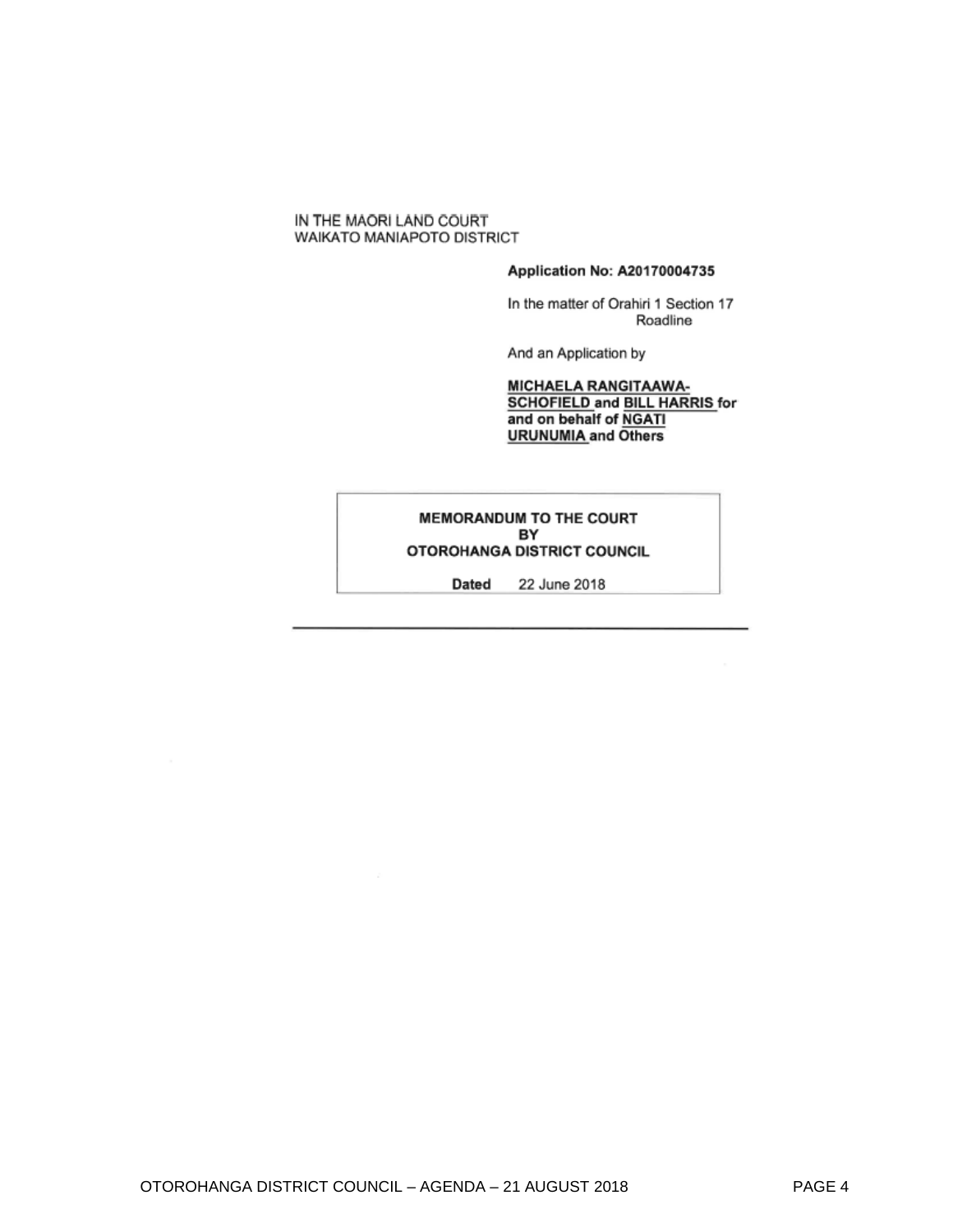IN THE MAORI LAND COURT
WAIKATO MANIAPOTO DISTRICT

**Application No: A20170004735**

In the matter of Orahiri 1 Section 17 Roadline

And an Application by

**MICHAELA RANGITAAWA-SCHOFIELD and BILL HARRIS for and on behalf of NGATI URUNUMIA and Others**

**MEMORANDUM TO THE COURT**
**BY**
**OTOROHANGA DISTRICT COUNCIL**

**Dated** 22 June 2018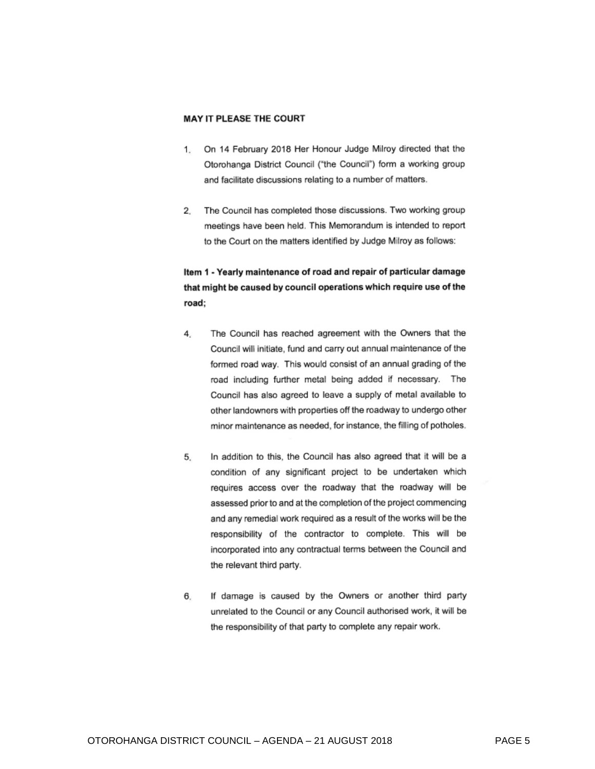**MAY IT PLEASE THE COURT**

1. On 14 February 2018 Her Honour Judge Milroy directed that the Otorohanga District Council ("the Council") form a working group and facilitate discussions relating to a number of matters.

2. The Council has completed those discussions. Two working group meetings have been held. This Memorandum is intended to report to the Court on the matters identified by Judge Milroy as follows:

**Item 1 - Yearly maintenance of road and repair of particular damage that might be caused by council operations which require use of the road;**

4. The Council has reached agreement with the Owners that the Council will initiate, fund and carry out annual maintenance of the formed road way. This would consist of an annual grading of the road including further metal being added if necessary. The Council has also agreed to leave a supply of metal available to other landowners with properties off the roadway to undergo other minor maintenance as needed, for instance, the filling of potholes.

5. In addition to this, the Council has also agreed that it will be a condition of any significant project to be undertaken which requires access over the roadway that the roadway will be assessed prior to and at the completion of the project commencing and any remedial work required as a result of the works will be the responsibility of the contractor to complete. This will be incorporated into any contractual terms between the Council and the relevant third party.

6. If damage is caused by the Owners or another third party unrelated to the Council or any Council authorised work, it will be the responsibility of that party to complete any repair work.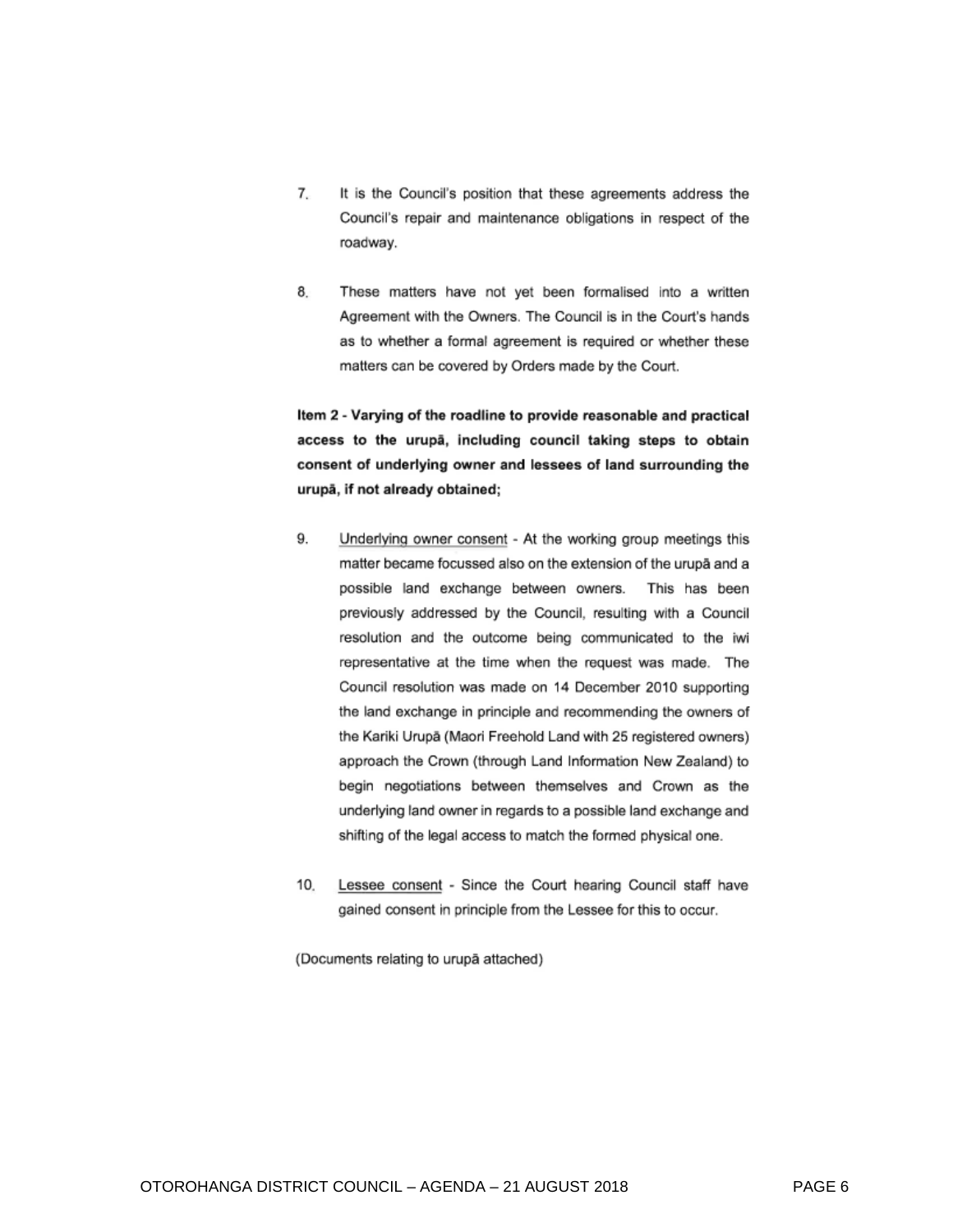7. It is the Council's position that these agreements address the Council's repair and maintenance obligations in respect of the roadway.

8. These matters have not yet been formalised into a written Agreement with the Owners. The Council is in the Court's hands as to whether a formal agreement is required or whether these matters can be covered by Orders made by the Court.

**Item 2 - Varying of the roadline to provide reasonable and practical access to the urupā, including council taking steps to obtain consent of underlying owner and lessees of land surrounding the urupā, if not already obtained;**

9. Underlying owner consent - At the working group meetings this matter became focussed also on the extension of the urupā and a possible land exchange between owners. This has been previously addressed by the Council, resulting with a Council resolution and the outcome being communicated to the iwi representative at the time when the request was made. The Council resolution was made on 14 December 2010 supporting the land exchange in principle and recommending the owners of the Kariki Urupā (Maori Freehold Land with 25 registered owners) approach the Crown (through Land Information New Zealand) to begin negotiations between themselves and Crown as the underlying land owner in regards to a possible land exchange and shifting of the legal access to match the formed physical one.

10. Lessee consent - Since the Court hearing Council staff have gained consent in principle from the Lessee for this to occur.

(Documents relating to urupā attached)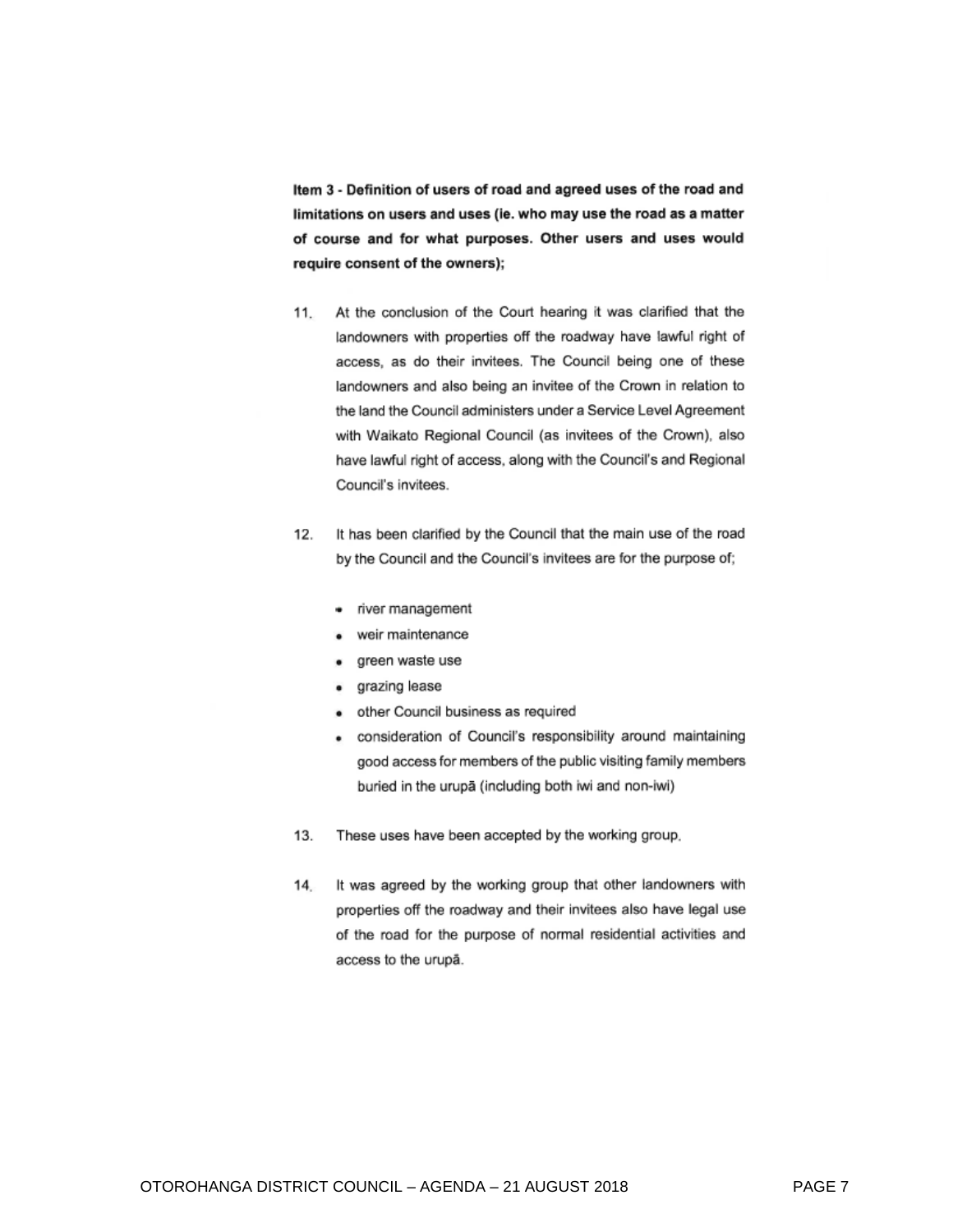**Item 3 - Definition of users of road and agreed uses of the road and limitations on users and uses (ie. who may use the road as a matter of course and for what purposes. Other users and uses would require consent of the owners);**

11. At the conclusion of the Court hearing it was clarified that the landowners with properties off the roadway have lawful right of access, as do their invitees. The Council being one of these landowners and also being an invitee of the Crown in relation to the land the Council administers under a Service Level Agreement with Waikato Regional Council (as invitees of the Crown), also have lawful right of access, along with the Council's and Regional Council's invitees.

12. It has been clarified by the Council that the main use of the road by the Council and the Council's invitees are for the purpose of;

    - river management
    - weir maintenance
    - green waste use
    - grazing lease
    - other Council business as required
    - consideration of Council's responsibility around maintaining good access for members of the public visiting family members buried in the urupā (including both iwi and non-iwi)

13. These uses have been accepted by the working group.

14. It was agreed by the working group that other landowners with properties off the roadway and their invitees also have legal use of the road for the purpose of normal residential activities and access to the urupā.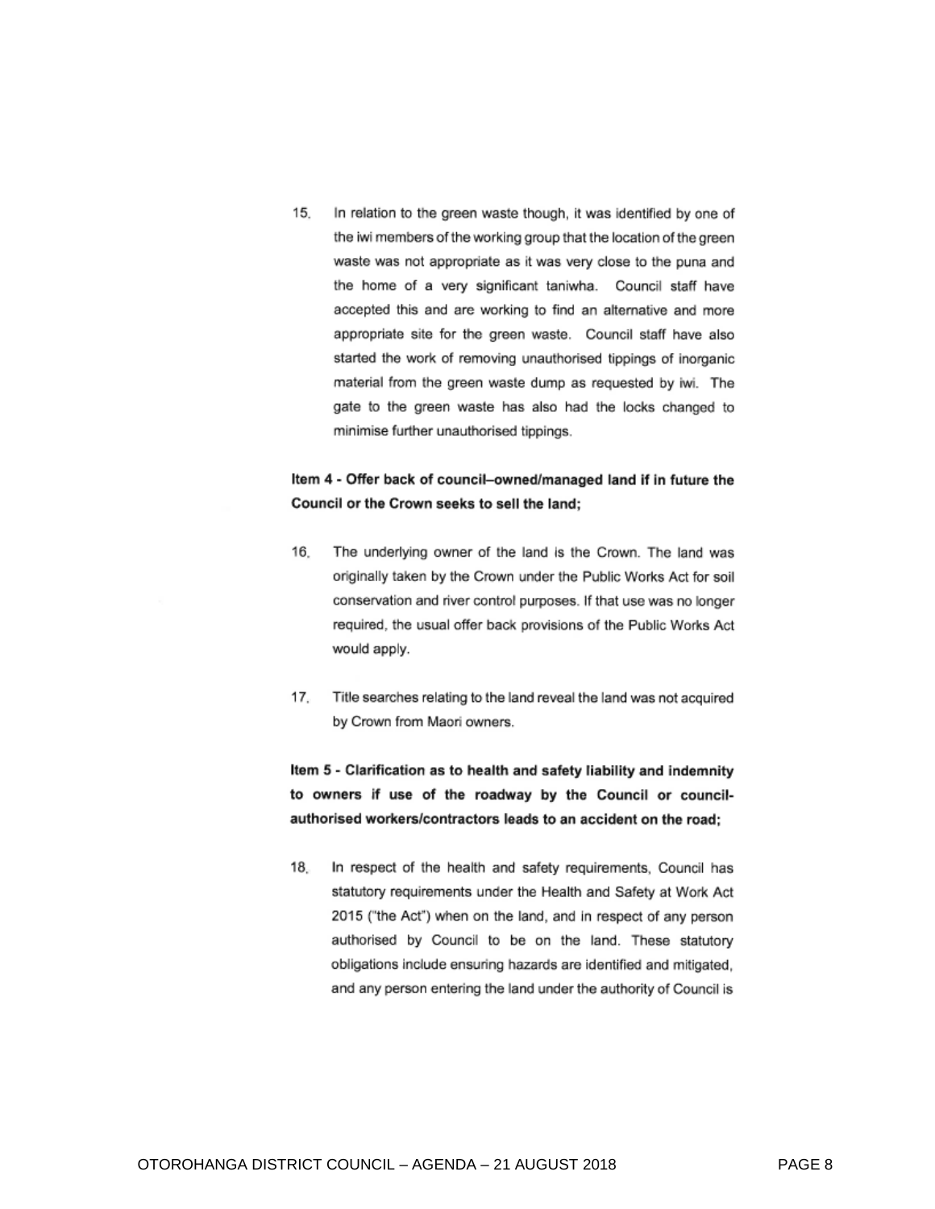15. In relation to the green waste though, it was identified by one of the iwi members of the working group that the location of the green waste was not appropriate as it was very close to the puna and the home of a very significant taniwha. Council staff have accepted this and are working to find an alternative and more appropriate site for the green waste. Council staff have also started the work of removing unauthorised tippings of inorganic material from the green waste dump as requested by iwi. The gate to the green waste has also had the locks changed to minimise further unauthorised tippings.

**Item 4 - Offer back of council–owned/managed land if in future the Council or the Crown seeks to sell the land;**

16. The underlying owner of the land is the Crown. The land was originally taken by the Crown under the Public Works Act for soil conservation and river control purposes. If that use was no longer required, the usual offer back provisions of the Public Works Act would apply.

17. Title searches relating to the land reveal the land was not acquired by Crown from Maori owners.

**Item 5 - Clarification as to health and safety liability and indemnity to owners if use of the roadway by the Council or council-authorised workers/contractors leads to an accident on the road;**

18. In respect of the health and safety requirements, Council has statutory requirements under the Health and Safety at Work Act 2015 ("the Act") when on the land, and in respect of any person authorised by Council to be on the land. These statutory obligations include ensuring hazards are identified and mitigated, and any person entering the land under the authority of Council is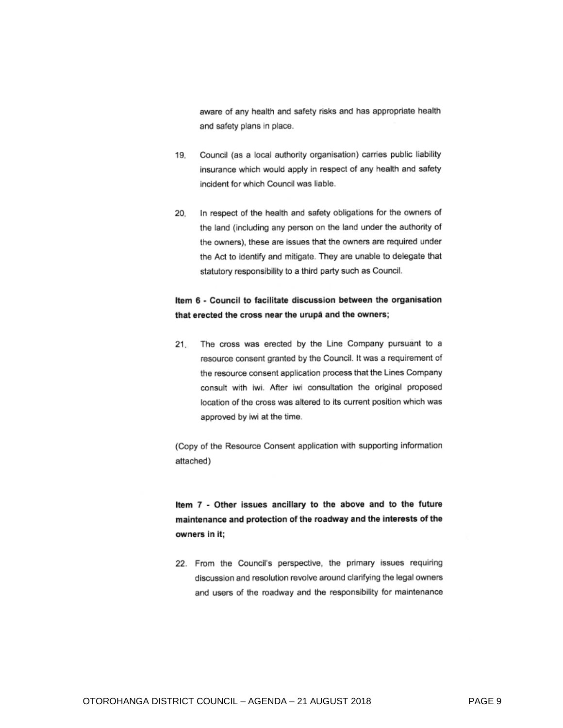aware of any health and safety risks and has appropriate health and safety plans in place.

19. Council (as a local authority organisation) carries public liability insurance which would apply in respect of any health and safety incident for which Council was liable.

20. In respect of the health and safety obligations for the owners of the land (including any person on the land under the authority of the owners), these are issues that the owners are required under the Act to identify and mitigate. They are unable to delegate that statutory responsibility to a third party such as Council.

**Item 6 - Council to facilitate discussion between the organisation that erected the cross near the urupā and the owners;**

21. The cross was erected by the Line Company pursuant to a resource consent granted by the Council. It was a requirement of the resource consent application process that the Lines Company consult with iwi. After iwi consultation the original proposed location of the cross was altered to its current position which was approved by iwi at the time.

(Copy of the Resource Consent application with supporting information attached)

**Item 7 - Other issues ancillary to the above and to the future maintenance and protection of the roadway and the interests of the owners in it;**

22. From the Council's perspective, the primary issues requiring discussion and resolution revolve around clarifying the legal owners and users of the roadway and the responsibility for maintenance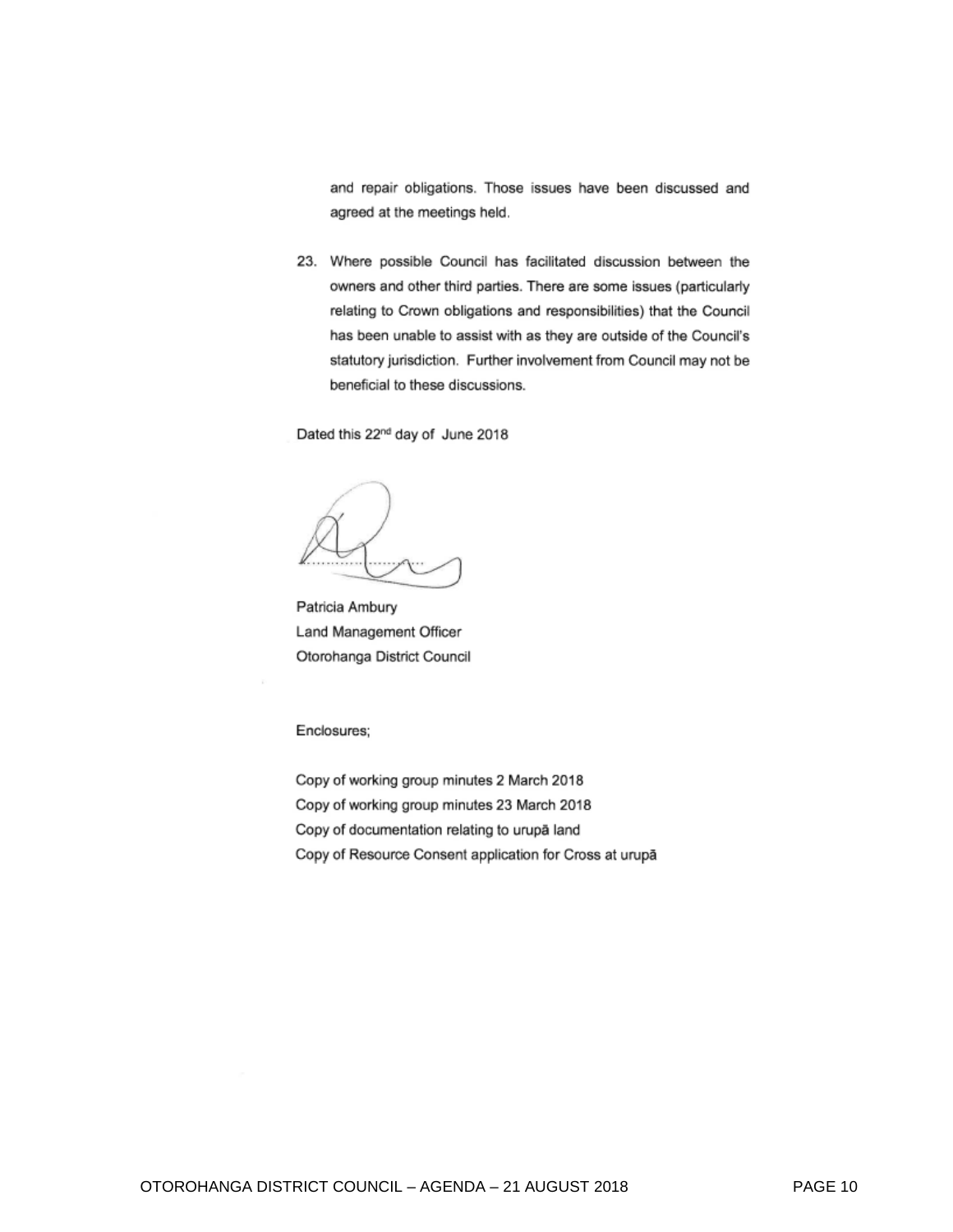and repair obligations. Those issues have been discussed and agreed at the meetings held.

23. Where possible Council has facilitated discussion between the owners and other third parties. There are some issues (particularly relating to Crown obligations and responsibilities) that the Council has been unable to assist with as they are outside of the Council's statutory jurisdiction. Further involvement from Council may not be beneficial to these discussions.

Dated this 22nd day of June 2018

Patricia Ambury
Land Management Officer
Otorohanga District Council

Enclosures;

Copy of working group minutes 2 March 2018
Copy of working group minutes 23 March 2018
Copy of documentation relating to urupā land
Copy of Resource Consent application for Cross at urupā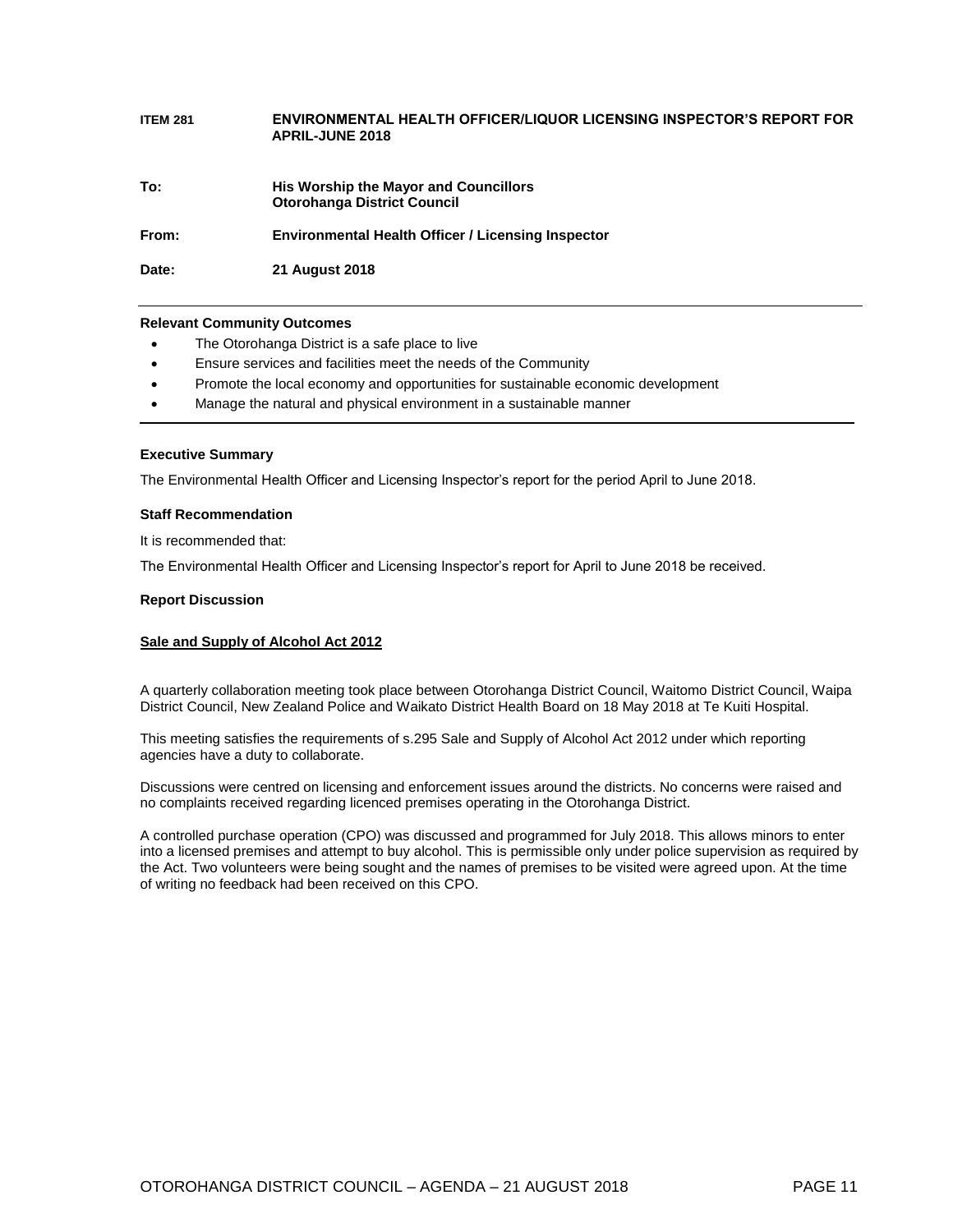**ITEM 281 ENVIRONMENTAL HEALTH OFFICER/LIQUOR LICENSING INSPECTOR'S REPORT FOR APRIL-JUNE 2018**

**To:** **His Worship the Mayor and Councillors**
**Otorohanga District Council**

**From:** **Environmental Health Officer / Licensing Inspector**

**Date:** **21 August 2018**

---

**Relevant Community Outcomes**

- The Otorohanga District is a safe place to live
- Ensure services and facilities meet the needs of the Community
- Promote the local economy and opportunities for sustainable economic development
- Manage the natural and physical environment in a sustainable manner

---

**Executive Summary**

The Environmental Health Officer and Licensing Inspector's report for the period April to June 2018.

**Staff Recommendation**

It is recommended that:

The Environmental Health Officer and Licensing Inspector's report for April to June 2018 be received.

**Report Discussion**

**Sale and Supply of Alcohol Act 2012**

A quarterly collaboration meeting took place between Otorohanga District Council, Waitomo District Council, Waipa District Council, New Zealand Police and Waikato District Health Board on 18 May 2018 at Te Kuiti Hospital.

This meeting satisfies the requirements of s.295 Sale and Supply of Alcohol Act 2012 under which reporting agencies have a duty to collaborate.

Discussions were centred on licensing and enforcement issues around the districts. No concerns were raised and no complaints received regarding licenced premises operating in the Otorohanga District.

A controlled purchase operation (CPO) was discussed and programmed for July 2018. This allows minors to enter into a licensed premises and attempt to buy alcohol. This is permissible only under police supervision as required by the Act. Two volunteers were being sought and the names of premises to be visited were agreed upon. At the time of writing no feedback had been received on this CPO.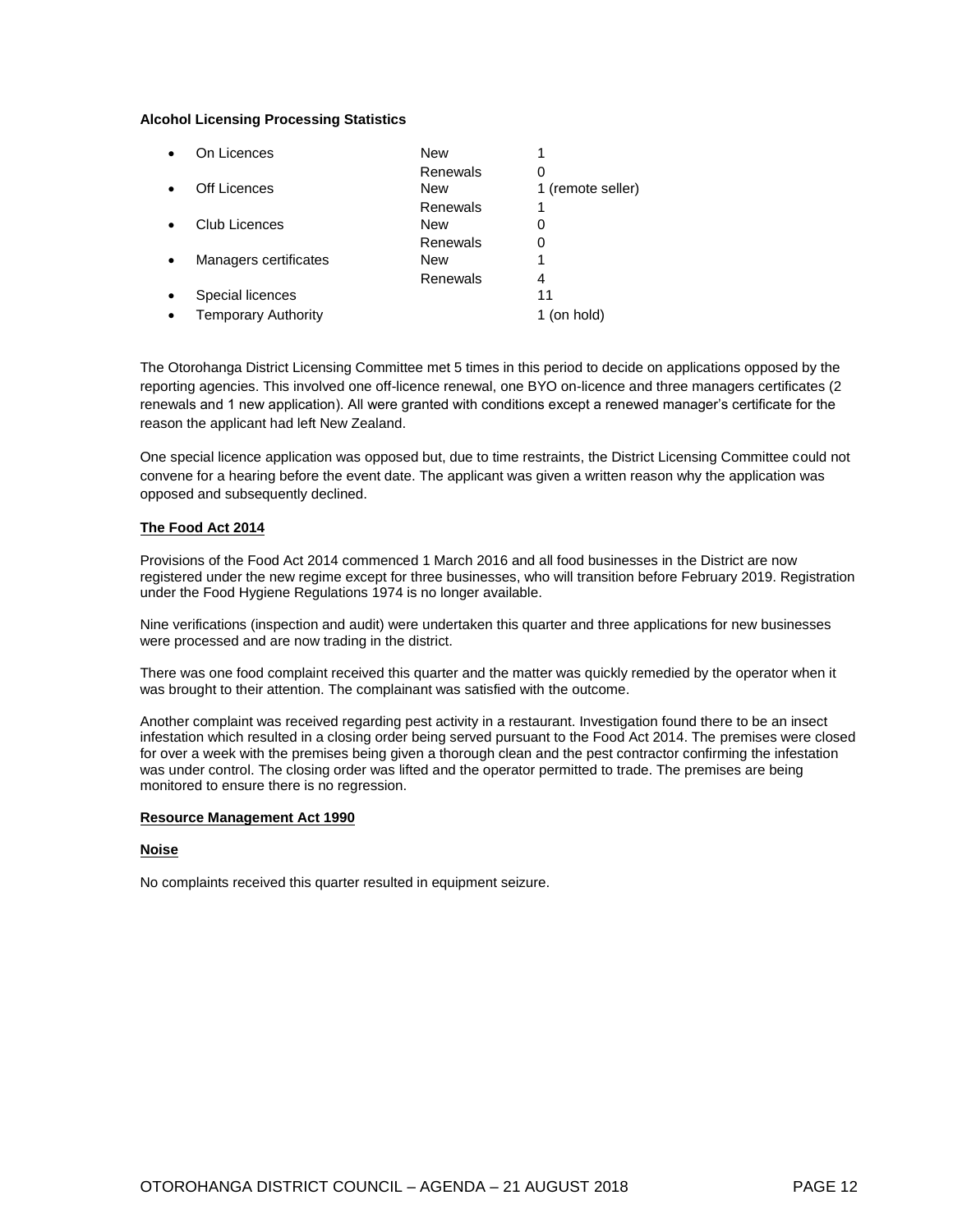**Alcohol Licensing Processing Statistics**

| | | |
|---|---|---|
| • On Licences | New | 1 |
| | Renewals | 0 |
| • Off Licences | New | 1 (remote seller) |
| | Renewals | 1 |
| • Club Licences | New | 0 |
| | Renewals | 0 |
| • Managers certificates | New | 1 |
| | Renewals | 4 |
| • Special licences | | 11 |
| • Temporary Authority | | 1 (on hold) |

The Otorohanga District Licensing Committee met 5 times in this period to decide on applications opposed by the reporting agencies. This involved one off-licence renewal, one BYO on-licence and three managers certificates (2 renewals and 1 new application). All were granted with conditions except a renewed manager's certificate for the reason the applicant had left New Zealand.

One special licence application was opposed but, due to time restraints, the District Licensing Committee could not convene for a hearing before the event date. The applicant was given a written reason why the application was opposed and subsequently declined.

**The Food Act 2014**

Provisions of the Food Act 2014 commenced 1 March 2016 and all food businesses in the District are now registered under the new regime except for three businesses, who will transition before February 2019. Registration under the Food Hygiene Regulations 1974 is no longer available.

Nine verifications (inspection and audit) were undertaken this quarter and three applications for new businesses were processed and are now trading in the district.

There was one food complaint received this quarter and the matter was quickly remedied by the operator when it was brought to their attention. The complainant was satisfied with the outcome.

Another complaint was received regarding pest activity in a restaurant. Investigation found there to be an insect infestation which resulted in a closing order being served pursuant to the Food Act 2014. The premises were closed for over a week with the premises being given a thorough clean and the pest contractor confirming the infestation was under control. The closing order was lifted and the operator permitted to trade. The premises are being monitored to ensure there is no regression.

**Resource Management Act 1990**

**Noise**

No complaints received this quarter resulted in equipment seizure.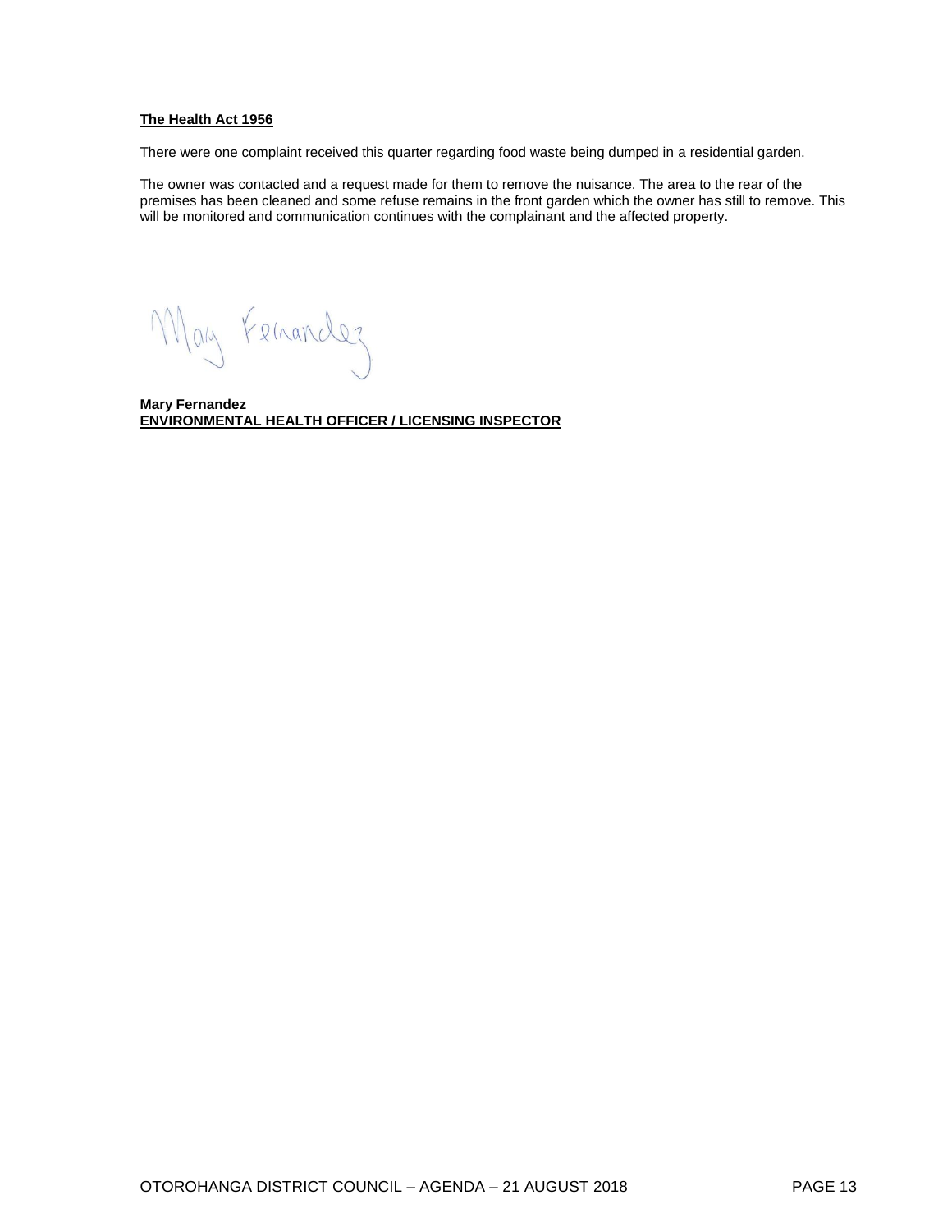**The Health Act 1956**

There were one complaint received this quarter regarding food waste being dumped in a residential garden.

The owner was contacted and a request made for them to remove the nuisance. The area to the rear of the premises has been cleaned and some refuse remains in the front garden which the owner has still to remove. This will be monitored and communication continues with the complainant and the affected property.

**Mary Fernandez**
**ENVIRONMENTAL HEALTH OFFICER / LICENSING INSPECTOR**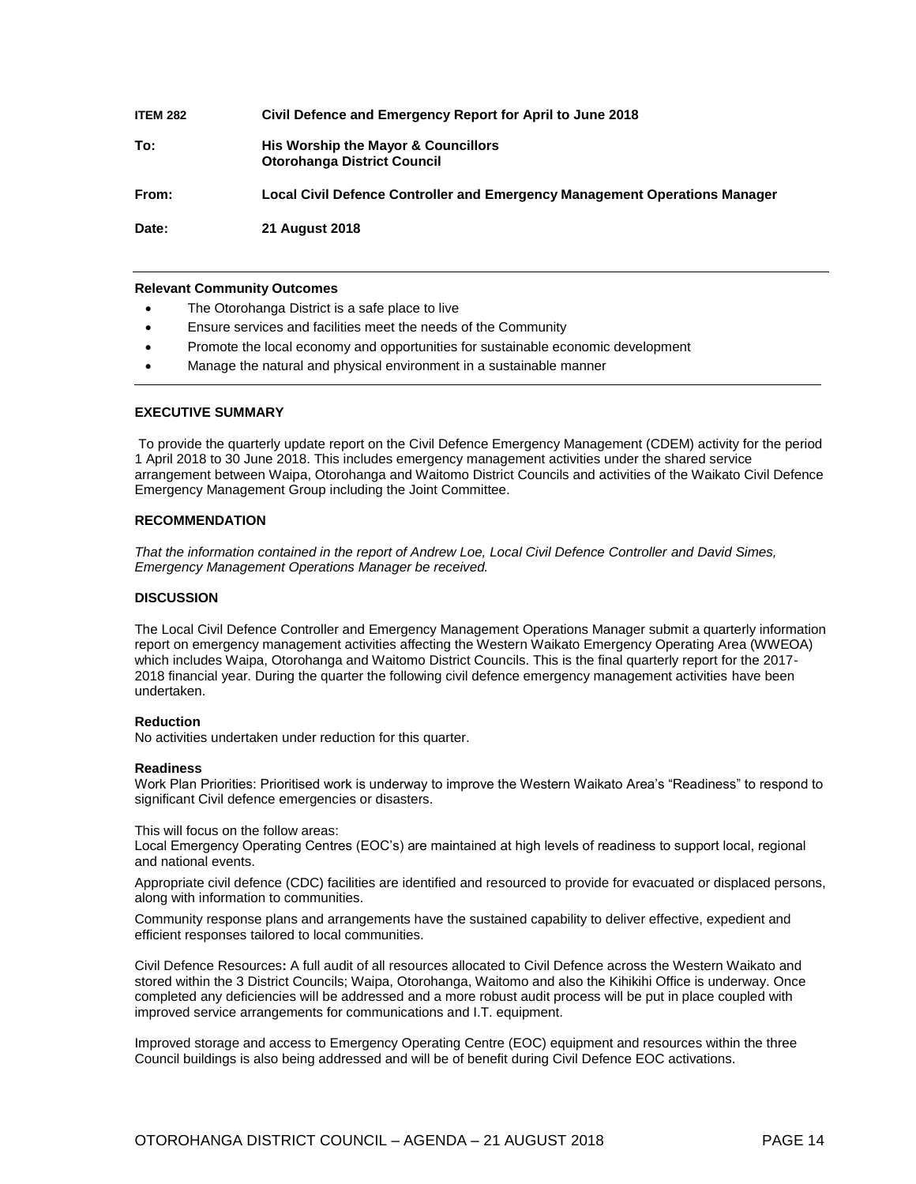| | |
|---|---|
| **ITEM 282** | **Civil Defence and Emergency Report for April to June 2018** |
| **To:** | **His Worship the Mayor & Councillors**<br>**Otorohanga District Council** |
| **From:** | **Local Civil Defence Controller and Emergency Management Operations Manager** |
| **Date:** | **21 August 2018** |

**Relevant Community Outcomes**

- The Otorohanga District is a safe place to live
- Ensure services and facilities meet the needs of the Community
- Promote the local economy and opportunities for sustainable economic development
- Manage the natural and physical environment in a sustainable manner

## EXECUTIVE SUMMARY

To provide the quarterly update report on the Civil Defence Emergency Management (CDEM) activity for the period 1 April 2018 to 30 June 2018. This includes emergency management activities under the shared service arrangement between Waipa, Otorohanga and Waitomo District Councils and activities of the Waikato Civil Defence Emergency Management Group including the Joint Committee.

## RECOMMENDATION

*That the information contained in the report of Andrew Loe, Local Civil Defence Controller and David Simes, Emergency Management Operations Manager be received.*

## DISCUSSION

The Local Civil Defence Controller and Emergency Management Operations Manager submit a quarterly information report on emergency management activities affecting the Western Waikato Emergency Operating Area (WWEOA) which includes Waipa, Otorohanga and Waitomo District Councils. This is the final quarterly report for the 2017-2018 financial year. During the quarter the following civil defence emergency management activities have been undertaken.

### Reduction

No activities undertaken under reduction for this quarter.

### Readiness

Work Plan Priorities: Prioritised work is underway to improve the Western Waikato Area's "Readiness" to respond to significant Civil defence emergencies or disasters.

This will focus on the follow areas:

Local Emergency Operating Centres (EOC's) are maintained at high levels of readiness to support local, regional and national events.

Appropriate civil defence (CDC) facilities are identified and resourced to provide for evacuated or displaced persons, along with information to communities.

Community response plans and arrangements have the sustained capability to deliver effective, expedient and efficient responses tailored to local communities.

Civil Defence Resources**:** A full audit of all resources allocated to Civil Defence across the Western Waikato and stored within the 3 District Councils; Waipa, Otorohanga, Waitomo and also the Kihikihi Office is underway. Once completed any deficiencies will be addressed and a more robust audit process will be put in place coupled with improved service arrangements for communications and I.T. equipment.

Improved storage and access to Emergency Operating Centre (EOC) equipment and resources within the three Council buildings is also being addressed and will be of benefit during Civil Defence EOC activations.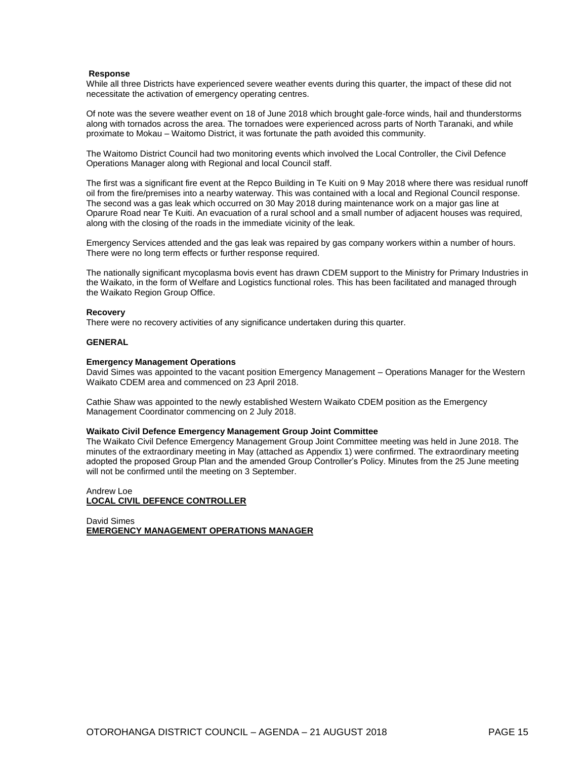**Response**

While all three Districts have experienced severe weather events during this quarter, the impact of these did not necessitate the activation of emergency operating centres.

Of note was the severe weather event on 18 of June 2018 which brought gale-force winds, hail and thunderstorms along with tornados across the area. The tornadoes were experienced across parts of North Taranaki, and while proximate to Mokau – Waitomo District, it was fortunate the path avoided this community.

The Waitomo District Council had two monitoring events which involved the Local Controller, the Civil Defence Operations Manager along with Regional and local Council staff.

The first was a significant fire event at the Repco Building in Te Kuiti on 9 May 2018 where there was residual runoff oil from the fire/premises into a nearby waterway. This was contained with a local and Regional Council response. The second was a gas leak which occurred on 30 May 2018 during maintenance work on a major gas line at Oparure Road near Te Kuiti. An evacuation of a rural school and a small number of adjacent houses was required, along with the closing of the roads in the immediate vicinity of the leak.

Emergency Services attended and the gas leak was repaired by gas company workers within a number of hours. There were no long term effects or further response required.

The nationally significant mycoplasma bovis event has drawn CDEM support to the Ministry for Primary Industries in the Waikato, in the form of Welfare and Logistics functional roles. This has been facilitated and managed through the Waikato Region Group Office.

**Recovery**

There were no recovery activities of any significance undertaken during this quarter.

**GENERAL**

**Emergency Management Operations**

David Simes was appointed to the vacant position Emergency Management – Operations Manager for the Western Waikato CDEM area and commenced on 23 April 2018.

Cathie Shaw was appointed to the newly established Western Waikato CDEM position as the Emergency Management Coordinator commencing on 2 July 2018.

**Waikato Civil Defence Emergency Management Group Joint Committee**

The Waikato Civil Defence Emergency Management Group Joint Committee meeting was held in June 2018. The minutes of the extraordinary meeting in May (attached as Appendix 1) were confirmed. The extraordinary meeting adopted the proposed Group Plan and the amended Group Controller's Policy. Minutes from the 25 June meeting will not be confirmed until the meeting on 3 September.

Andrew Loe
**LOCAL CIVIL DEFENCE CONTROLLER**

David Simes
**EMERGENCY MANAGEMENT OPERATIONS MANAGER**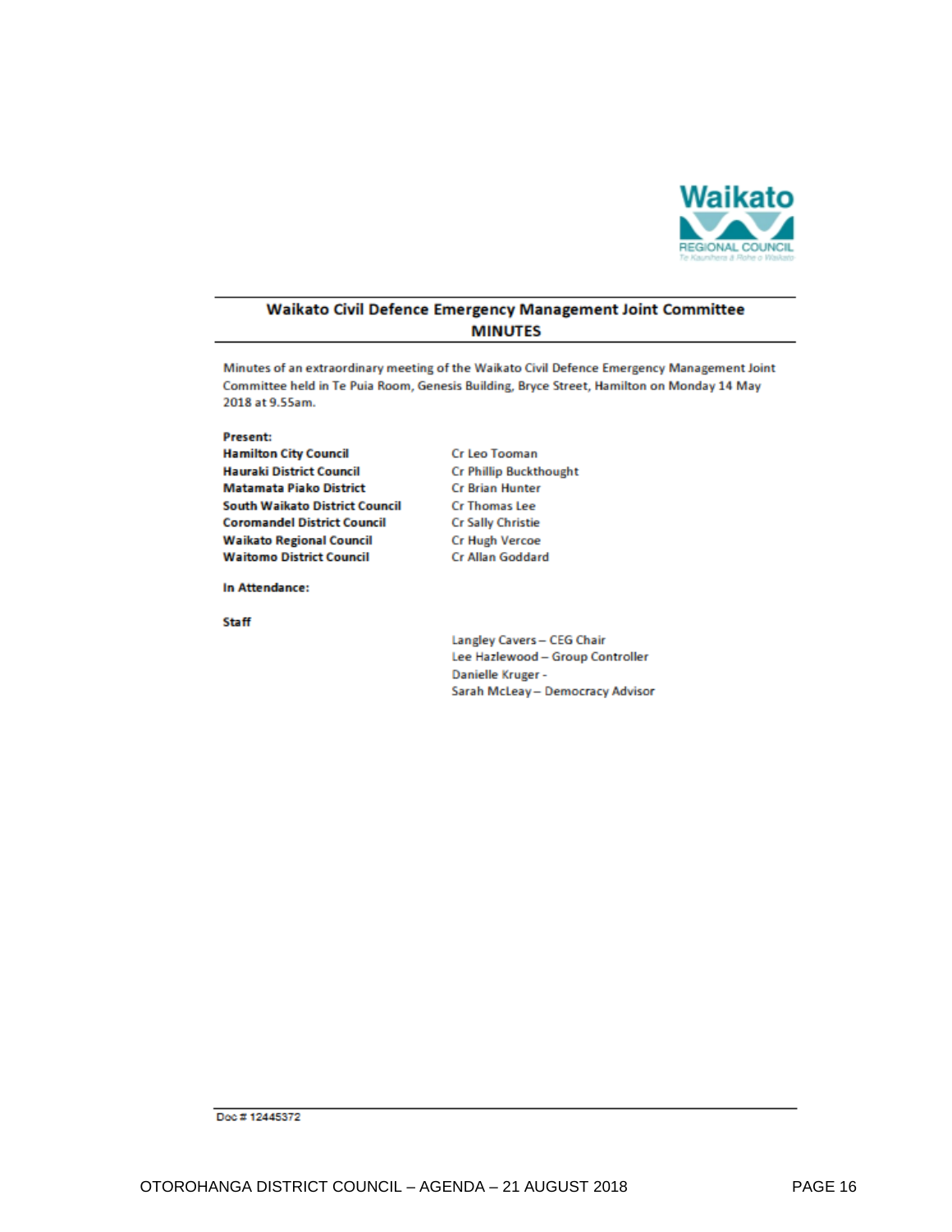# Waikato Civil Defence Emergency Management Joint Committee MINUTES

Minutes of an extraordinary meeting of the Waikato Civil Defence Emergency Management Joint Committee held in Te Puia Room, Genesis Building, Bryce Street, Hamilton on Monday 14 May 2018 at 9.55am.

**Present:**

| | |
|---|---|
| **Hamilton City Council** | Cr Leo Tooman |
| **Hauraki District Council** | Cr Phillip Buckthought |
| **Matamata Piako District** | Cr Brian Hunter |
| **South Waikato District Council** | Cr Thomas Lee |
| **Coromandel District Council** | Cr Sally Christie |
| **Waikato Regional Council** | Cr Hugh Vercoe |
| **Waitomo District Council** | Cr Allan Goddard |

**In Attendance:**

**Staff**

Langley Cavers – CEG Chair
Lee Hazlewood – Group Controller
Danielle Kruger -
Sarah McLeay – Democracy Advisor

Doc # 12445372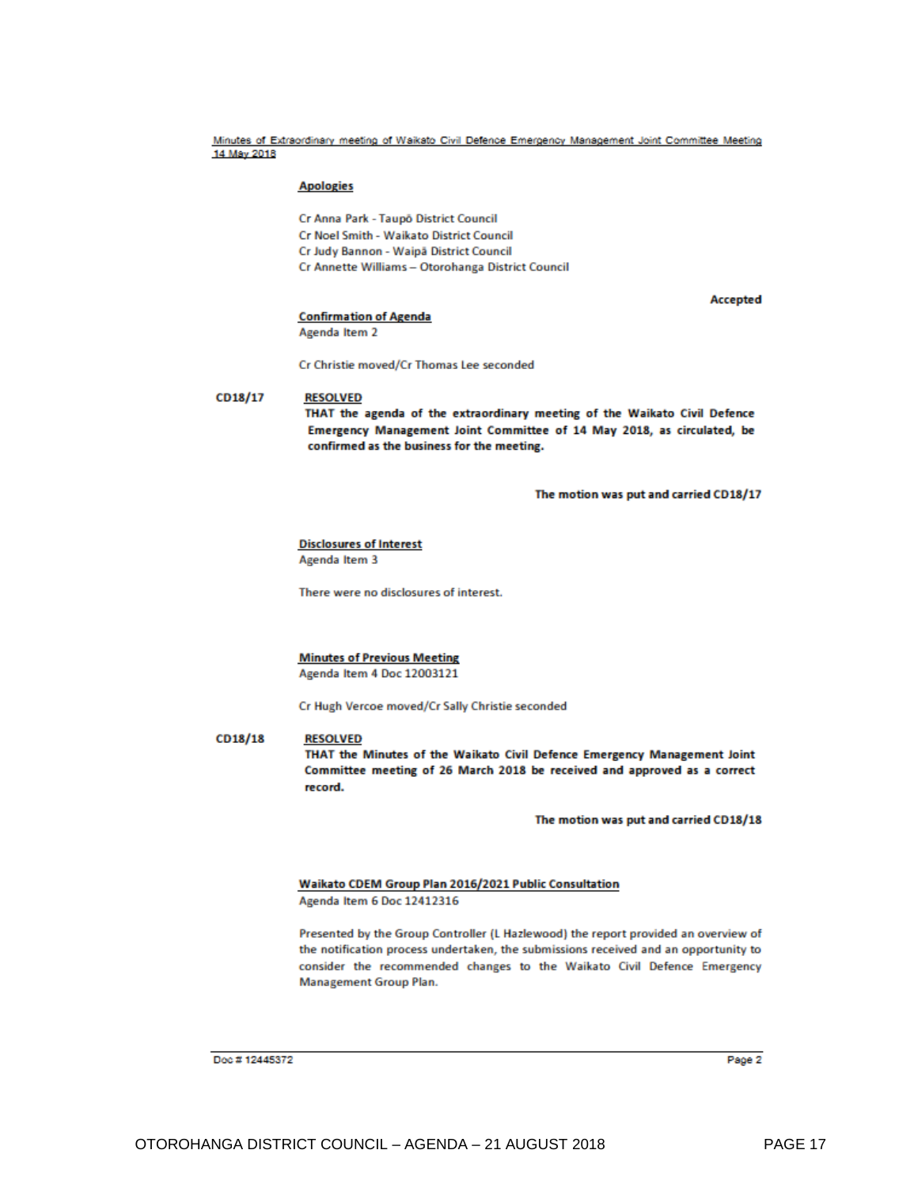**Apologies**

Cr Anna Park - Taupō District Council
Cr Noel Smith - Waikato District Council
Cr Judy Bannon - Waipā District Council
Cr Annette Williams – Otorohanga District Council

**Accepted**

**Confirmation of Agenda**
Agenda Item 2

Cr Christie moved/Cr Thomas Lee seconded

CD18/17 **RESOLVED**
**THAT the agenda of the extraordinary meeting of the Waikato Civil Defence Emergency Management Joint Committee of 14 May 2018, as circulated, be confirmed as the business for the meeting.**

**The motion was put and carried CD18/17**

**Disclosures of Interest**
Agenda Item 3

There were no disclosures of interest.

**Minutes of Previous Meeting**
Agenda Item 4 Doc 12003121

Cr Hugh Vercoe moved/Cr Sally Christie seconded

CD18/18 **RESOLVED**
**THAT the Minutes of the Waikato Civil Defence Emergency Management Joint Committee meeting of 26 March 2018 be received and approved as a correct record.**

**The motion was put and carried CD18/18**

**Waikato CDEM Group Plan 2016/2021 Public Consultation**
Agenda Item 6 Doc 12412316

Presented by the Group Controller (L Hazlewood) the report provided an overview of the notification process undertaken, the submissions received and an opportunity to consider the recommended changes to the Waikato Civil Defence Emergency Management Group Plan.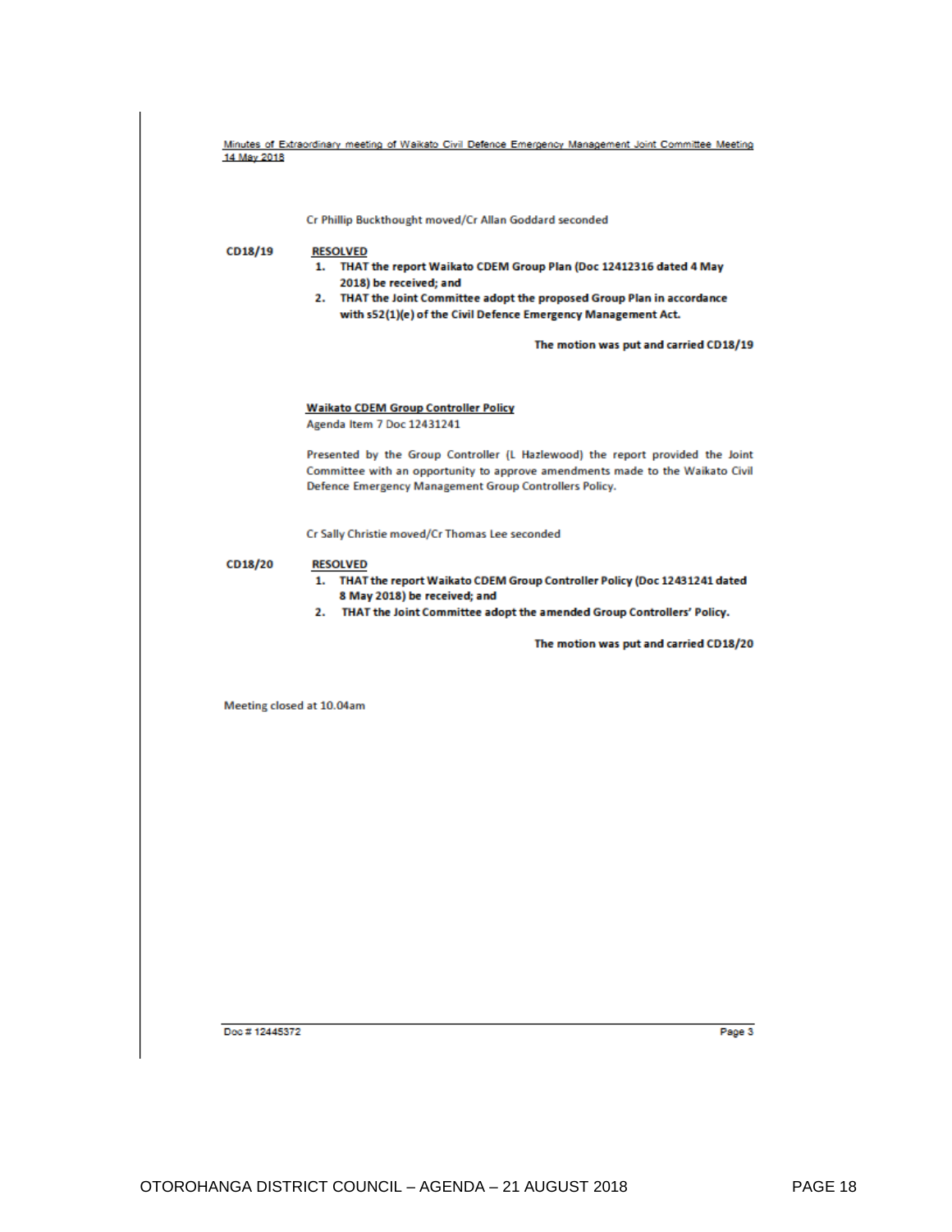Cr Phillip Buckthought moved/Cr Allan Goddard seconded

**CD18/19** **RESOLVED**

1. **THAT the report Waikato CDEM Group Plan (Doc 12412316 dated 4 May 2018) be received; and**
2. **THAT the Joint Committee adopt the proposed Group Plan in accordance with s52(1)(e) of the Civil Defence Emergency Management Act.**

**The motion was put and carried CD18/19**

**Waikato CDEM Group Controller Policy**
Agenda Item 7 Doc 12431241

Presented by the Group Controller (L Hazlewood) the report provided the Joint Committee with an opportunity to approve amendments made to the Waikato Civil Defence Emergency Management Group Controllers Policy.

Cr Sally Christie moved/Cr Thomas Lee seconded

**CD18/20** **RESOLVED**

1. **THAT the report Waikato CDEM Group Controller Policy (Doc 12431241 dated 8 May 2018) be received; and**
2. **THAT the Joint Committee adopt the amended Group Controllers' Policy.**

**The motion was put and carried CD18/20**

Meeting closed at 10.04am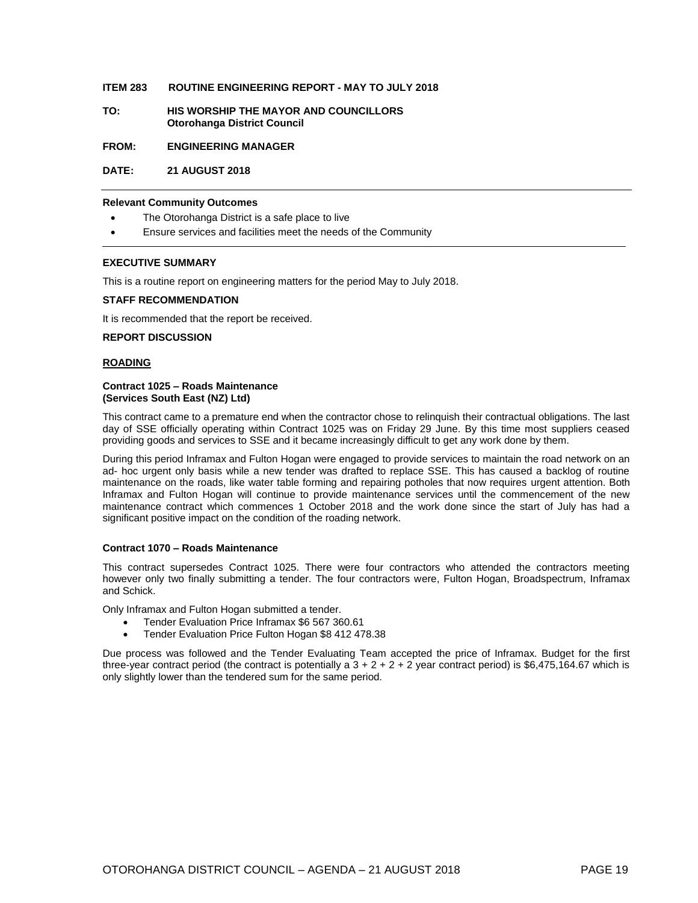**ITEM 283 ROUTINE ENGINEERING REPORT - MAY TO JULY 2018**

**TO: HIS WORSHIP THE MAYOR AND COUNCILLORS**
**Otorohanga District Council**

**FROM: ENGINEERING MANAGER**

**DATE: 21 AUGUST 2018**

**Relevant Community Outcomes**

- The Otorohanga District is a safe place to live
- Ensure services and facilities meet the needs of the Community

**EXECUTIVE SUMMARY**

This is a routine report on engineering matters for the period May to July 2018.

**STAFF RECOMMENDATION**

It is recommended that the report be received.

**REPORT DISCUSSION**

**ROADING**

**Contract 1025 – Roads Maintenance**
**(Services South East (NZ) Ltd)**

This contract came to a premature end when the contractor chose to relinquish their contractual obligations. The last day of SSE officially operating within Contract 1025 was on Friday 29 June. By this time most suppliers ceased providing goods and services to SSE and it became increasingly difficult to get any work done by them.

During this period Inframax and Fulton Hogan were engaged to provide services to maintain the road network on an ad- hoc urgent only basis while a new tender was drafted to replace SSE. This has caused a backlog of routine maintenance on the roads, like water table forming and repairing potholes that now requires urgent attention. Both Inframax and Fulton Hogan will continue to provide maintenance services until the commencement of the new maintenance contract which commences 1 October 2018 and the work done since the start of July has had a significant positive impact on the condition of the roading network.

**Contract 1070 – Roads Maintenance**

This contract supersedes Contract 1025. There were four contractors who attended the contractors meeting however only two finally submitting a tender. The four contractors were, Fulton Hogan, Broadspectrum, Inframax and Schick.

Only Inframax and Fulton Hogan submitted a tender.

- Tender Evaluation Price Inframax $6 567 360.61
- Tender Evaluation Price Fulton Hogan $8 412 478.38

Due process was followed and the Tender Evaluating Team accepted the price of Inframax. Budget for the first three-year contract period (the contract is potentially a 3 + 2 + 2 + 2 year contract period) is $6,475,164.67 which is only slightly lower than the tendered sum for the same period.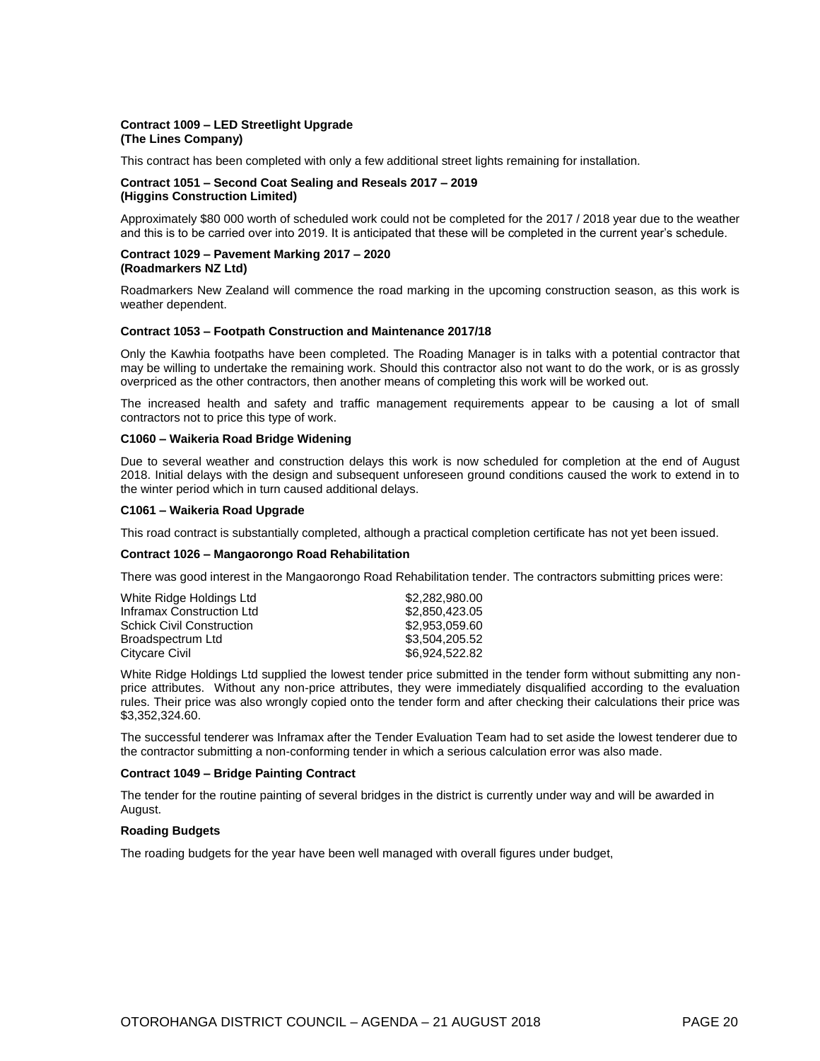**Contract 1009 – LED Streetlight Upgrade**
**(The Lines Company)**

This contract has been completed with only a few additional street lights remaining for installation.

**Contract 1051 – Second Coat Sealing and Reseals 2017 – 2019**
**(Higgins Construction Limited)**

Approximately $80 000 worth of scheduled work could not be completed for the 2017 / 2018 year due to the weather and this is to be carried over into 2019. It is anticipated that these will be completed in the current year's schedule.

**Contract 1029 – Pavement Marking 2017 – 2020**
**(Roadmarkers NZ Ltd)**

Roadmarkers New Zealand will commence the road marking in the upcoming construction season, as this work is weather dependent.

**Contract 1053 – Footpath Construction and Maintenance 2017/18**

Only the Kawhia footpaths have been completed. The Roading Manager is in talks with a potential contractor that may be willing to undertake the remaining work. Should this contractor also not want to do the work, or is as grossly overpriced as the other contractors, then another means of completing this work will be worked out.

The increased health and safety and traffic management requirements appear to be causing a lot of small contractors not to price this type of work.

**C1060 – Waikeria Road Bridge Widening**

Due to several weather and construction delays this work is now scheduled for completion at the end of August 2018. Initial delays with the design and subsequent unforeseen ground conditions caused the work to extend in to the winter period which in turn caused additional delays.

**C1061 – Waikeria Road Upgrade**

This road contract is substantially completed, although a practical completion certificate has not yet been issued.

**Contract 1026 – Mangaorongo Road Rehabilitation**

There was good interest in the Mangaorongo Road Rehabilitation tender. The contractors submitting prices were:

| | |
|---|---|
| White Ridge Holdings Ltd | $2,282,980.00 |
| Inframax Construction Ltd | $2,850,423.05 |
| Schick Civil Construction | $2,953,059.60 |
| Broadspectrum Ltd | $3,504,205.52 |
| Citycare Civil | $6,924,522.82 |

White Ridge Holdings Ltd supplied the lowest tender price submitted in the tender form without submitting any non-price attributes. Without any non-price attributes, they were immediately disqualified according to the evaluation rules. Their price was also wrongly copied onto the tender form and after checking their calculations their price was $3,352,324.60.

The successful tenderer was Inframax after the Tender Evaluation Team had to set aside the lowest tenderer due to the contractor submitting a non-conforming tender in which a serious calculation error was also made.

**Contract 1049 – Bridge Painting Contract**

The tender for the routine painting of several bridges in the district is currently under way and will be awarded in August.

**Roading Budgets**

The roading budgets for the year have been well managed with overall figures under budget,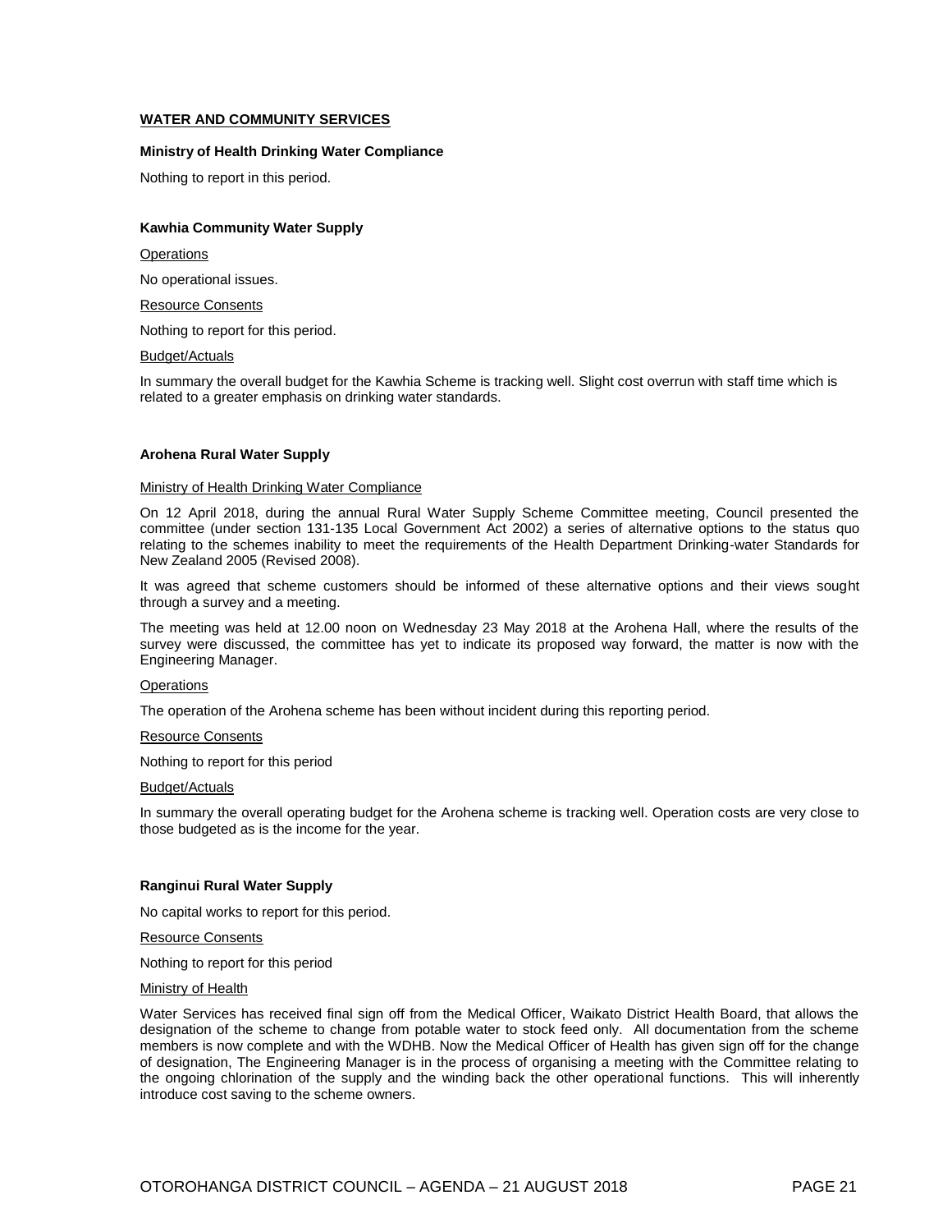## WATER AND COMMUNITY SERVICES

### Ministry of Health Drinking Water Compliance

Nothing to report in this period.

### Kawhia Community Water Supply

Operations

No operational issues.

Resource Consents

Nothing to report for this period.

Budget/Actuals

In summary the overall budget for the Kawhia Scheme is tracking well. Slight cost overrun with staff time which is related to a greater emphasis on drinking water standards.

### Arohena Rural Water Supply

Ministry of Health Drinking Water Compliance

On 12 April 2018, during the annual Rural Water Supply Scheme Committee meeting, Council presented the committee (under section 131-135 Local Government Act 2002) a series of alternative options to the status quo relating to the schemes inability to meet the requirements of the Health Department Drinking-water Standards for New Zealand 2005 (Revised 2008).

It was agreed that scheme customers should be informed of these alternative options and their views sought through a survey and a meeting.

The meeting was held at 12.00 noon on Wednesday 23 May 2018 at the Arohena Hall, where the results of the survey were discussed, the committee has yet to indicate its proposed way forward, the matter is now with the Engineering Manager.

Operations

The operation of the Arohena scheme has been without incident during this reporting period.

Resource Consents

Nothing to report for this period

Budget/Actuals

In summary the overall operating budget for the Arohena scheme is tracking well. Operation costs are very close to those budgeted as is the income for the year.

### Ranginui Rural Water Supply

No capital works to report for this period.

Resource Consents

Nothing to report for this period

Ministry of Health

Water Services has received final sign off from the Medical Officer, Waikato District Health Board, that allows the designation of the scheme to change from potable water to stock feed only. All documentation from the scheme members is now complete and with the WDHB. Now the Medical Officer of Health has given sign off for the change of designation, The Engineering Manager is in the process of organising a meeting with the Committee relating to the ongoing chlorination of the supply and the winding back the other operational functions. This will inherently introduce cost saving to the scheme owners.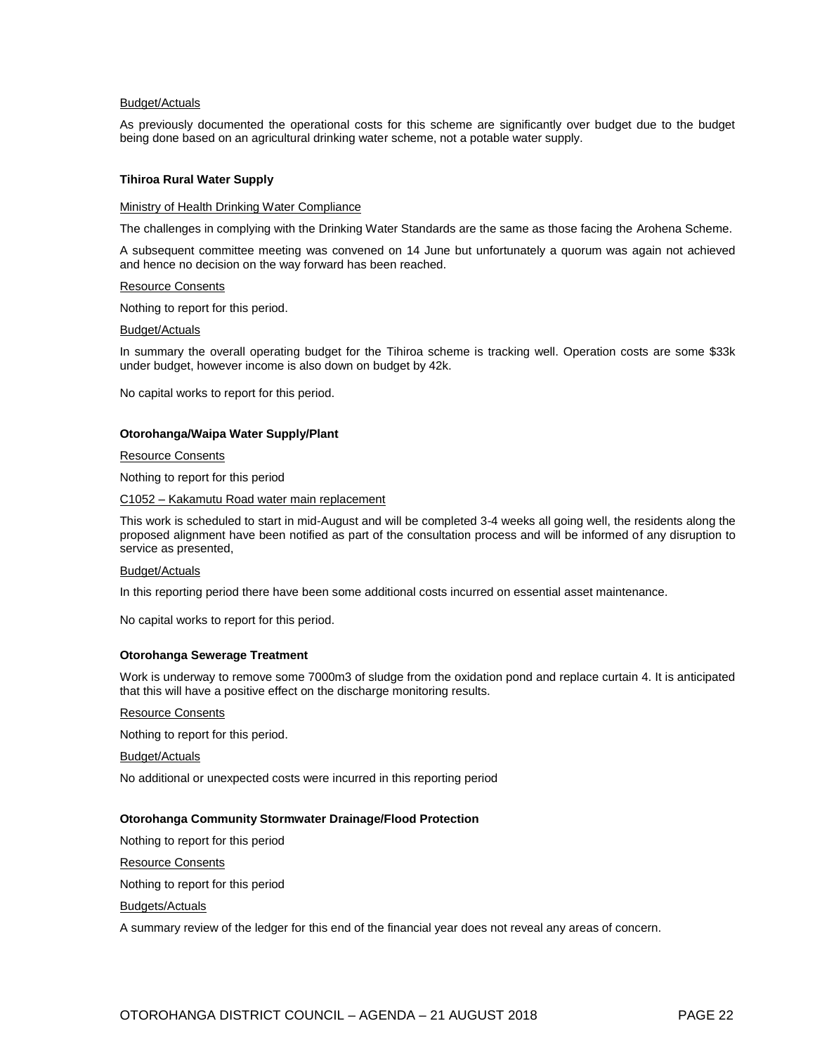Budget/Actuals

As previously documented the operational costs for this scheme are significantly over budget due to the budget being done based on an agricultural drinking water scheme, not a potable water supply.

**Tihiroa Rural Water Supply**

Ministry of Health Drinking Water Compliance

The challenges in complying with the Drinking Water Standards are the same as those facing the Arohena Scheme.

A subsequent committee meeting was convened on 14 June but unfortunately a quorum was again not achieved and hence no decision on the way forward has been reached.

Resource Consents

Nothing to report for this period.

Budget/Actuals

In summary the overall operating budget for the Tihiroa scheme is tracking well. Operation costs are some $33k under budget, however income is also down on budget by 42k.

No capital works to report for this period.

**Otorohanga/Waipa Water Supply/Plant**

Resource Consents

Nothing to report for this period

C1052 – Kakamutu Road water main replacement

This work is scheduled to start in mid-August and will be completed 3-4 weeks all going well, the residents along the proposed alignment have been notified as part of the consultation process and will be informed of any disruption to service as presented,

Budget/Actuals

In this reporting period there have been some additional costs incurred on essential asset maintenance.

No capital works to report for this period.

**Otorohanga Sewerage Treatment**

Work is underway to remove some 7000m3 of sludge from the oxidation pond and replace curtain 4. It is anticipated that this will have a positive effect on the discharge monitoring results.

Resource Consents

Nothing to report for this period.

Budget/Actuals

No additional or unexpected costs were incurred in this reporting period

**Otorohanga Community Stormwater Drainage/Flood Protection**

Nothing to report for this period

Resource Consents

Nothing to report for this period

Budgets/Actuals

A summary review of the ledger for this end of the financial year does not reveal any areas of concern.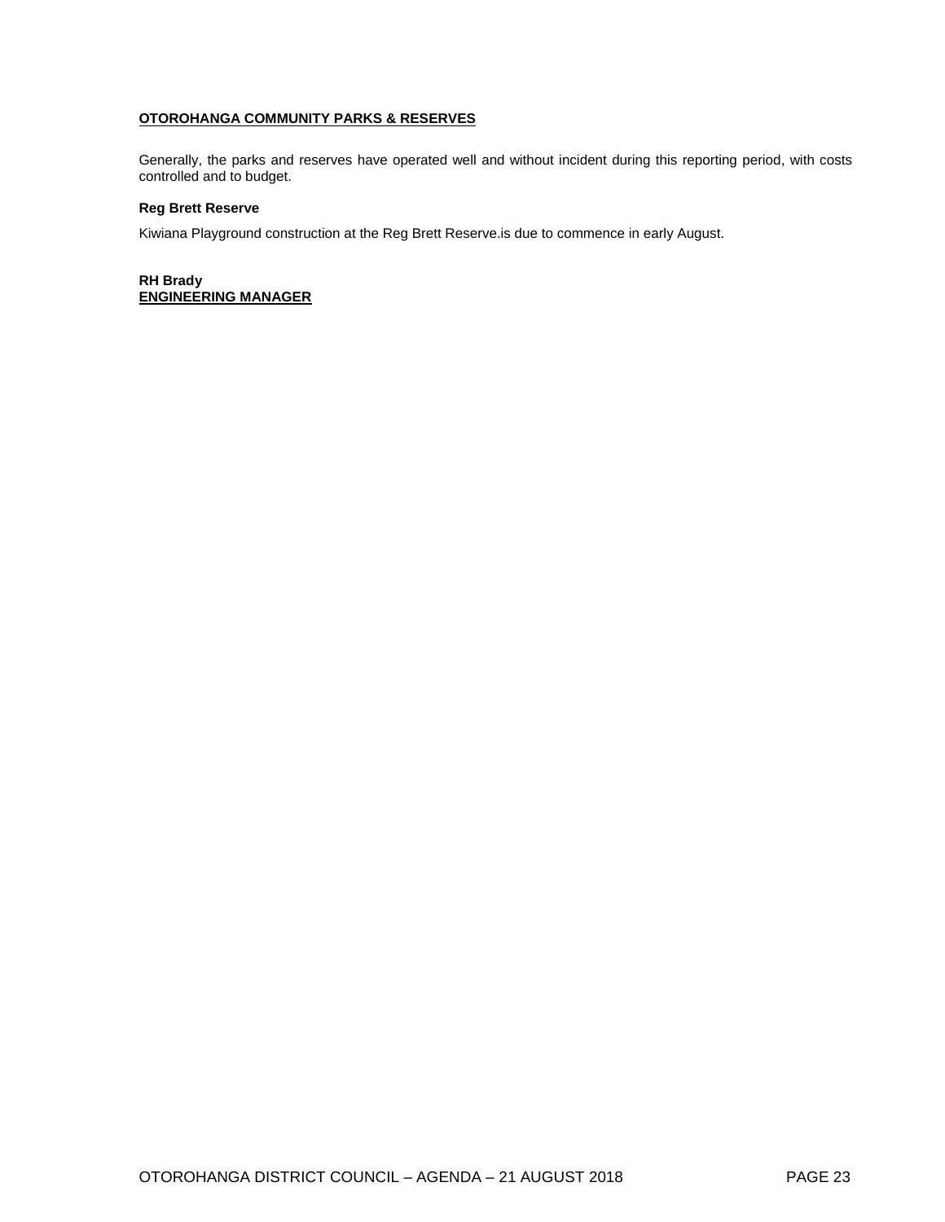## OTOROHANGA COMMUNITY PARKS & RESERVES

Generally, the parks and reserves have operated well and without incident during this reporting period, with costs controlled and to budget.

### Reg Brett Reserve

Kiwiana Playground construction at the Reg Brett Reserve.is due to commence in early August.

**RH Brady**
**ENGINEERING MANAGER**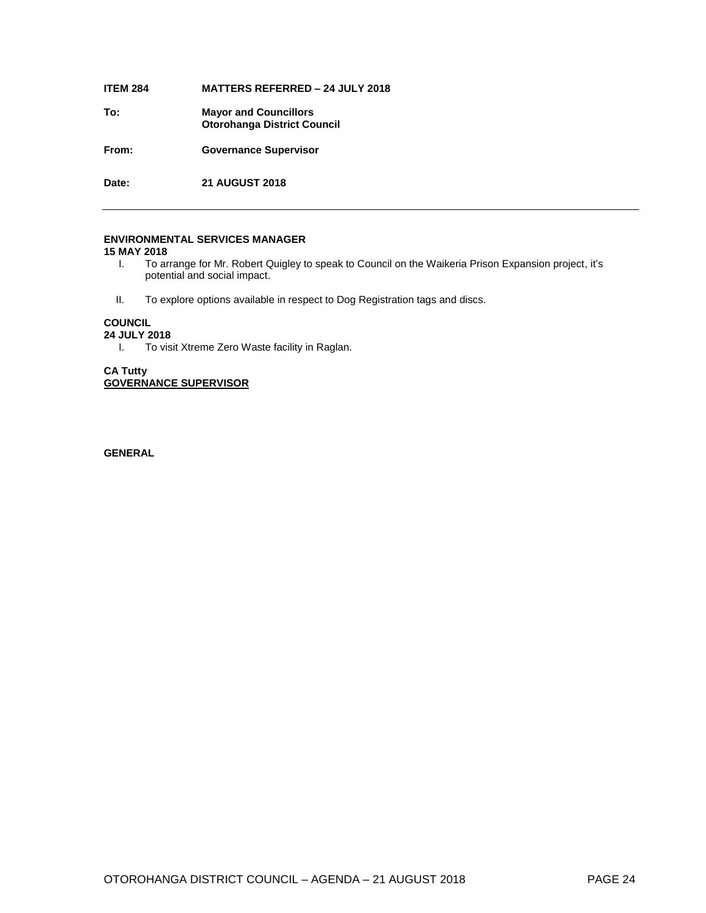**ITEM 284** **MATTERS REFERRED – 24 JULY 2018**

**To:** **Mayor and Councillors**
**Otorohanga District Council**

**From:** **Governance Supervisor**

**Date:** **21 AUGUST 2018**

---

**ENVIRONMENTAL SERVICES MANAGER**
**15 MAY 2018**

I. To arrange for Mr. Robert Quigley to speak to Council on the Waikeria Prison Expansion project, it's potential and social impact.

II. To explore options available in respect to Dog Registration tags and discs.

**COUNCIL**
**24 JULY 2018**

I. To visit Xtreme Zero Waste facility in Raglan.

**CA Tutty**
**GOVERNANCE SUPERVISOR**

**GENERAL**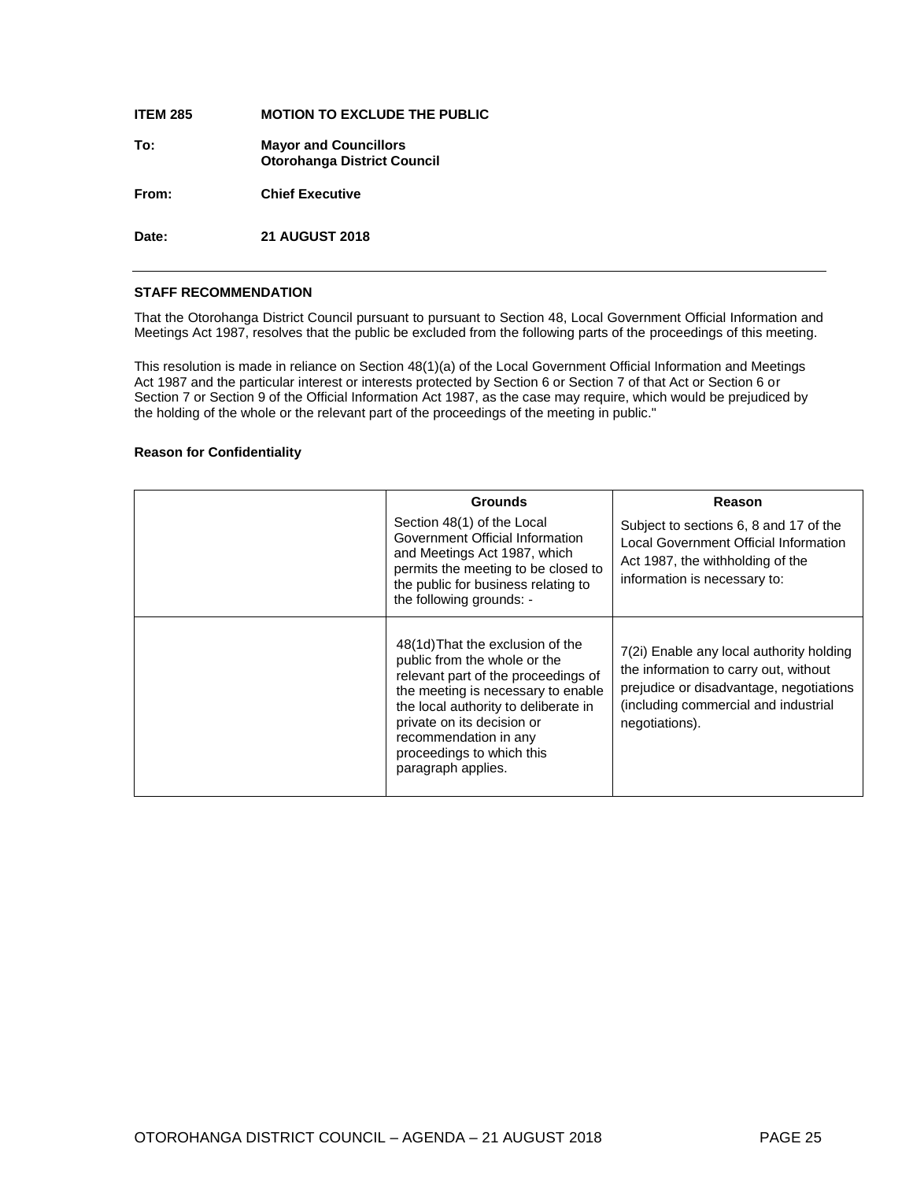**ITEM 285 MOTION TO EXCLUDE THE PUBLIC**

**To: Mayor and Councillors**
**Otorohanga District Council**

**From: Chief Executive**

**Date: 21 AUGUST 2018**

---

**STAFF RECOMMENDATION**

That the Otorohanga District Council pursuant to pursuant to Section 48, Local Government Official Information and Meetings Act 1987, resolves that the public be excluded from the following parts of the proceedings of this meeting.

This resolution is made in reliance on Section 48(1)(a) of the Local Government Official Information and Meetings Act 1987 and the particular interest or interests protected by Section 6 or Section 7 of that Act or Section 6 or Section 7 or Section 9 of the Official Information Act 1987, as the case may require, which would be prejudiced by the holding of the whole or the relevant part of the proceedings of the meeting in public."

**Reason for Confidentiality**

| | **Grounds** | **Reason** |
|---|---|---|
| | Section 48(1) of the Local Government Official Information and Meetings Act 1987, which permits the meeting to be closed to the public for business relating to the following grounds: - | Subject to sections 6, 8 and 17 of the Local Government Official Information Act 1987, the withholding of the information is necessary to: |
| | 48(1d)That the exclusion of the public from the whole or the relevant part of the proceedings of the meeting is necessary to enable the local authority to deliberate in private on its decision or recommendation in any proceedings to which this paragraph applies. | 7(2i) Enable any local authority holding the information to carry out, without prejudice or disadvantage, negotiations (including commercial and industrial negotiations). |